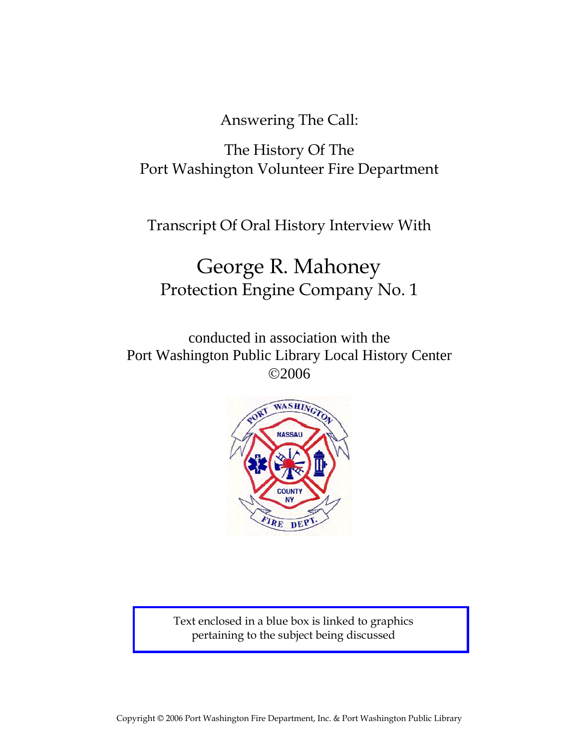Answering The Call:

The History Of The
Port Washington Volunteer Fire Department

Transcript Of Oral History Interview With

# George R. Mahoney

## Protection Engine Company No. 1

conducted in association with the
Port Washington Public Library Local History Center
©2006

Text enclosed in a blue box is linked to graphics pertaining to the subject being discussed

Copyright © 2006 Port Washington Fire Department, Inc. & Port Washington Public Library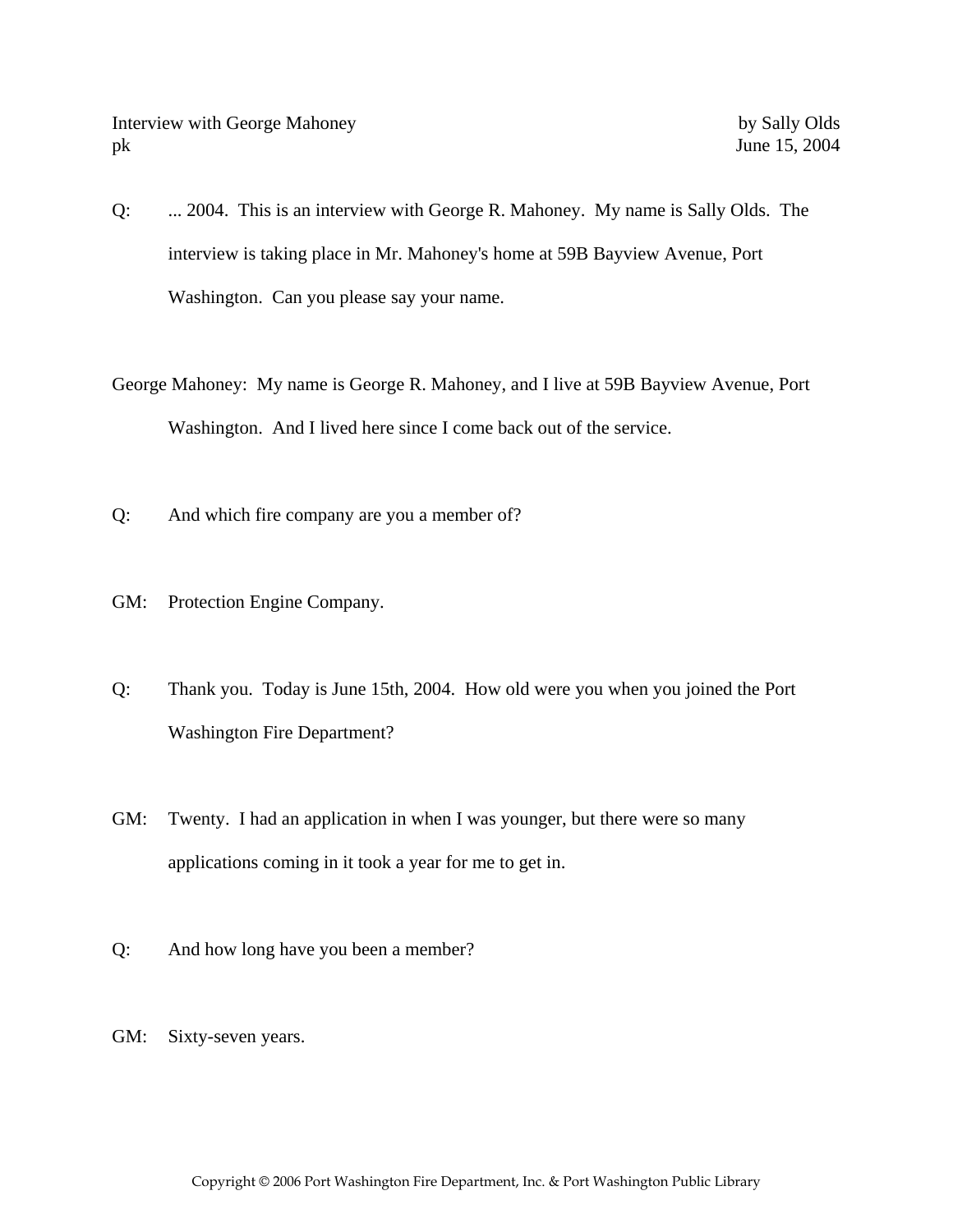Q: ... 2004. This is an interview with George R. Mahoney. My name is Sally Olds. The interview is taking place in Mr. Mahoney's home at 59B Bayview Avenue, Port Washington. Can you please say your name.

George Mahoney: My name is George R. Mahoney, and I live at 59B Bayview Avenue, Port Washington. And I lived here since I come back out of the service.

Q: And which fire company are you a member of?

GM: Protection Engine Company.

Q: Thank you. Today is June 15th, 2004. How old were you when you joined the Port Washington Fire Department?

GM: Twenty. I had an application in when I was younger, but there were so many applications coming in it took a year for me to get in.

Q: And how long have you been a member?

GM: Sixty-seven years.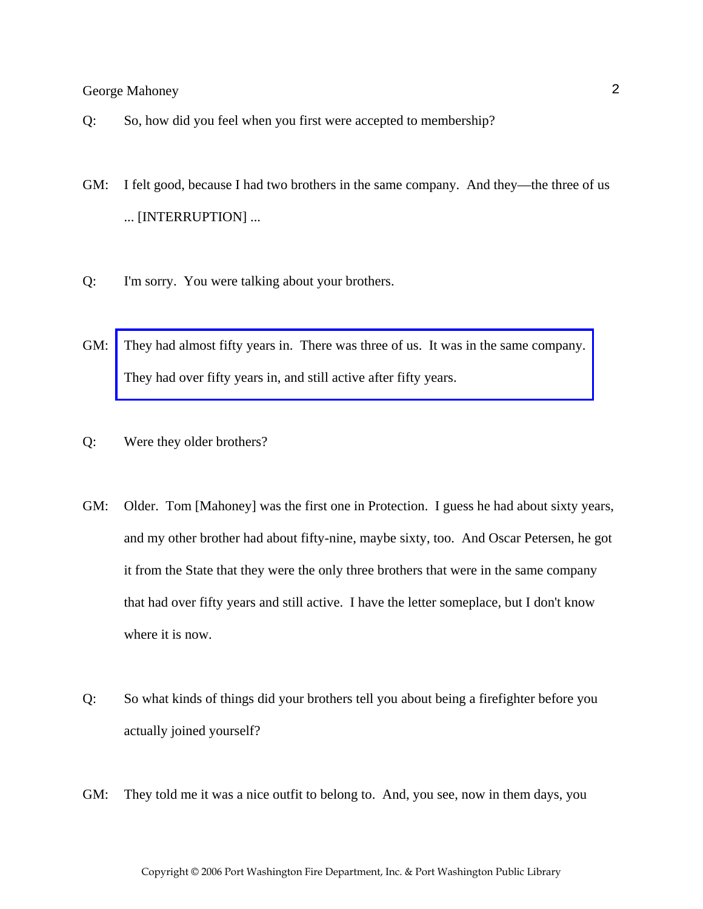Q: So, how did you feel when you first were accepted to membership?

GM: I felt good, because I had two brothers in the same company. And they—the three of us ... [INTERRUPTION] ...

Q: I'm sorry. You were talking about your brothers.

GM: They had almost fifty years in. There was three of us. It was in the same company. They had over fifty years in, and still active after fifty years.

Q: Were they older brothers?

GM: Older. Tom [Mahoney] was the first one in Protection. I guess he had about sixty years, and my other brother had about fifty-nine, maybe sixty, too. And Oscar Petersen, he got it from the State that they were the only three brothers that were in the same company that had over fifty years and still active. I have the letter someplace, but I don't know where it is now.

Q: So what kinds of things did your brothers tell you about being a firefighter before you actually joined yourself?

GM: They told me it was a nice outfit to belong to. And, you see, now in them days, you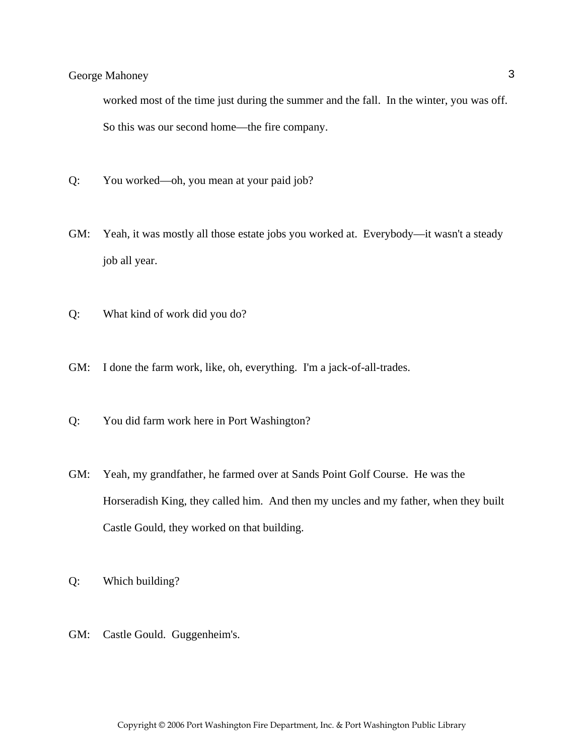worked most of the time just during the summer and the fall. In the winter, you was off. So this was our second home—the fire company.

Q: You worked—oh, you mean at your paid job?

GM: Yeah, it was mostly all those estate jobs you worked at. Everybody—it wasn't a steady job all year.

Q: What kind of work did you do?

GM: I done the farm work, like, oh, everything. I'm a jack-of-all-trades.

Q: You did farm work here in Port Washington?

GM: Yeah, my grandfather, he farmed over at Sands Point Golf Course. He was the Horseradish King, they called him. And then my uncles and my father, when they built Castle Gould, they worked on that building.

Q: Which building?

GM: Castle Gould. Guggenheim's.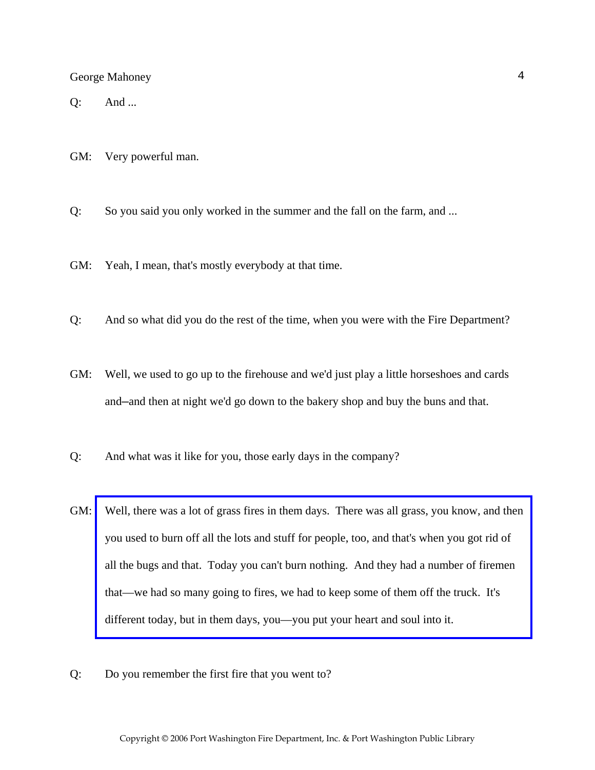Q: And ...

GM: Very powerful man.

Q: So you said you only worked in the summer and the fall on the farm, and ...

GM: Yeah, I mean, that's mostly everybody at that time.

Q: And so what did you do the rest of the time, when you were with the Fire Department?

GM: Well, we used to go up to the firehouse and we'd just play a little horseshoes and cards and–and then at night we'd go down to the bakery shop and buy the buns and that.

Q: And what was it like for you, those early days in the company?

GM: Well, there was a lot of grass fires in them days. There was all grass, you know, and then you used to burn off all the lots and stuff for people, too, and that's when you got rid of all the bugs and that. Today you can't burn nothing. And they had a number of firemen that—we had so many going to fires, we had to keep some of them off the truck. It's different today, but in them days, you—you put your heart and soul into it.

Q: Do you remember the first fire that you went to?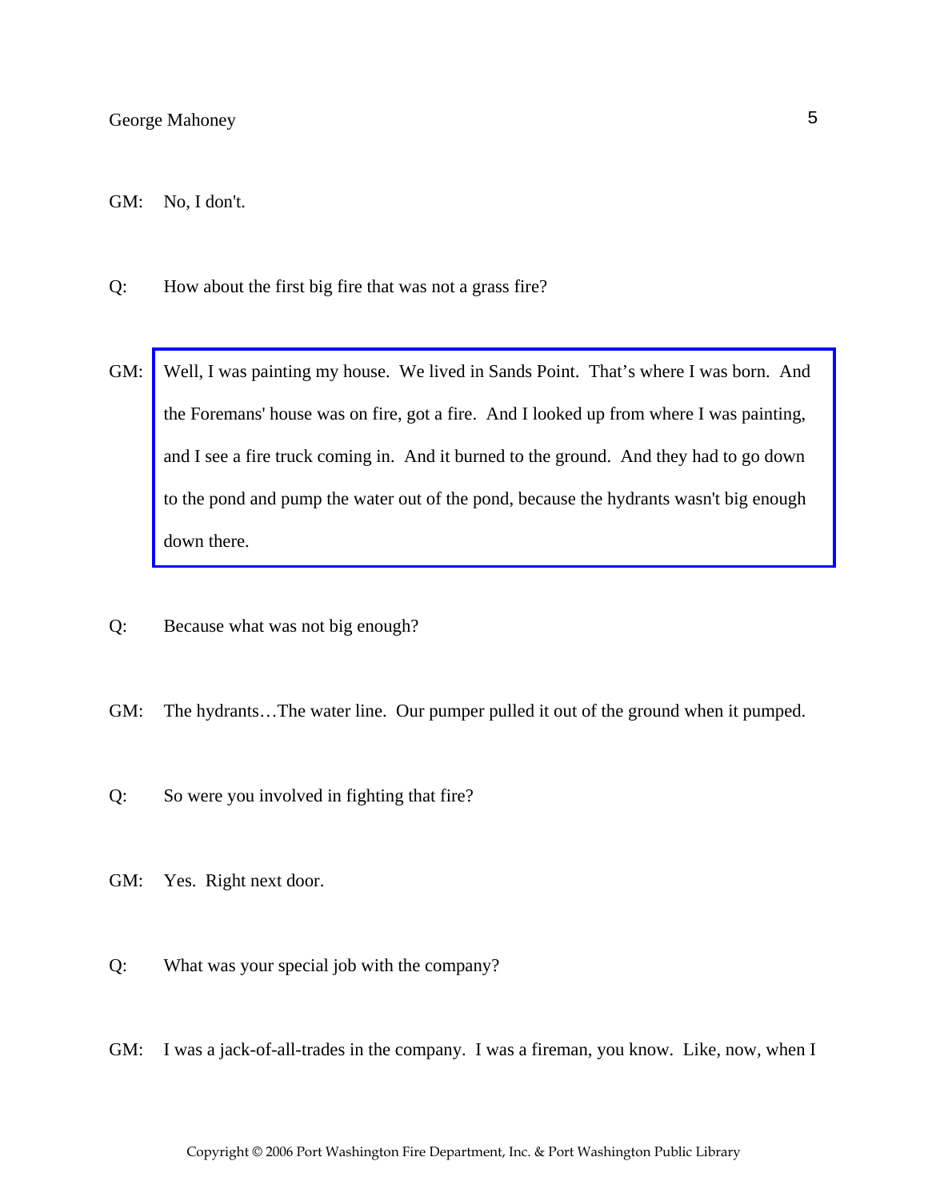GM: No, I don't.

Q: How about the first big fire that was not a grass fire?

GM: Well, I was painting my house. We lived in Sands Point. That's where I was born. And the Foremans' house was on fire, got a fire. And I looked up from where I was painting, and I see a fire truck coming in. And it burned to the ground. And they had to go down to the pond and pump the water out of the pond, because the hydrants wasn't big enough down there.

Q: Because what was not big enough?

GM: The hydrants…The water line. Our pumper pulled it out of the ground when it pumped.

Q: So were you involved in fighting that fire?

GM: Yes. Right next door.

Q: What was your special job with the company?

GM: I was a jack-of-all-trades in the company. I was a fireman, you know. Like, now, when I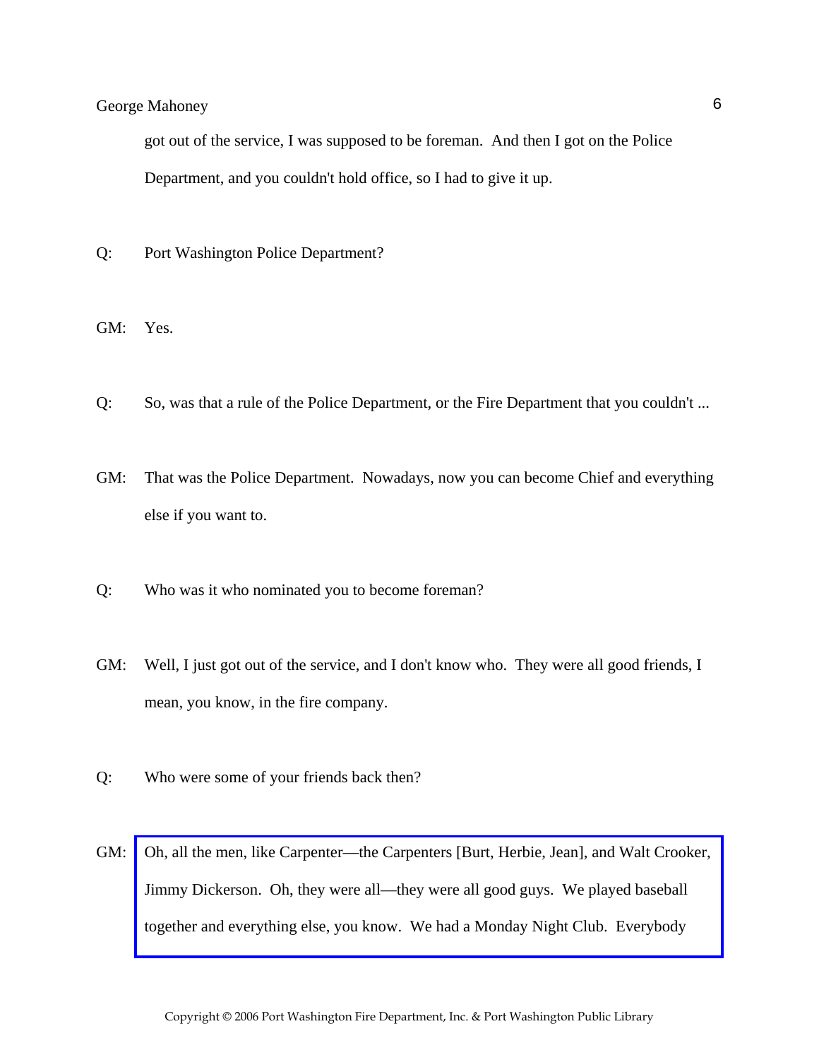got out of the service, I was supposed to be foreman. And then I got on the Police Department, and you couldn't hold office, so I had to give it up.

Q: Port Washington Police Department?

GM: Yes.

Q: So, was that a rule of the Police Department, or the Fire Department that you couldn't ...

GM: That was the Police Department. Nowadays, now you can become Chief and everything else if you want to.

Q: Who was it who nominated you to become foreman?

GM: Well, I just got out of the service, and I don't know who. They were all good friends, I mean, you know, in the fire company.

Q: Who were some of your friends back then?

GM: Oh, all the men, like Carpenter—the Carpenters [Burt, Herbie, Jean], and Walt Crooker, Jimmy Dickerson. Oh, they were all—they were all good guys. We played baseball together and everything else, you know. We had a Monday Night Club. Everybody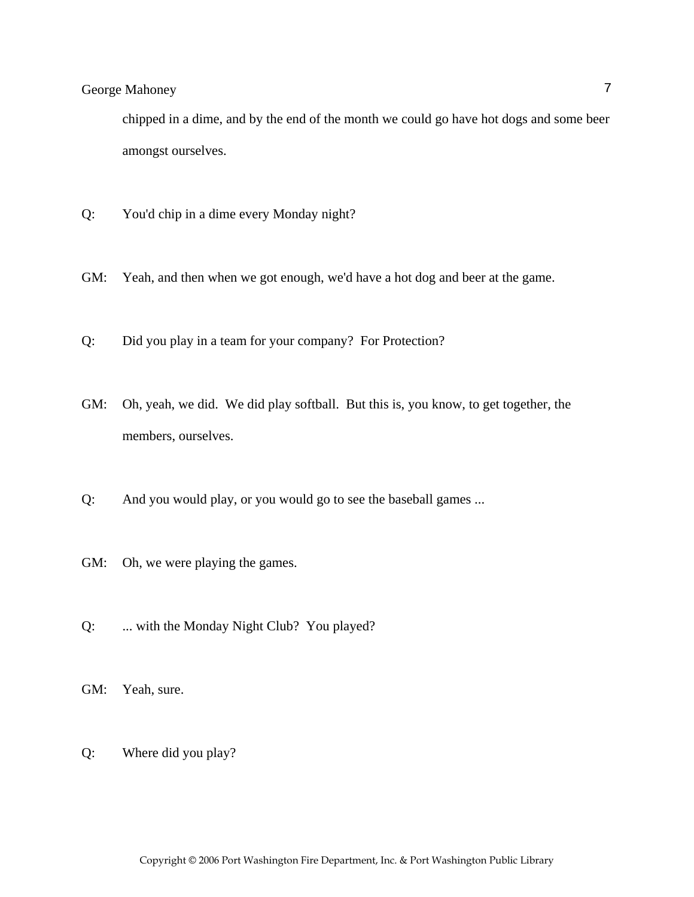chipped in a dime, and by the end of the month we could go have hot dogs and some beer amongst ourselves.

Q: You'd chip in a dime every Monday night?

GM: Yeah, and then when we got enough, we'd have a hot dog and beer at the game.

Q: Did you play in a team for your company? For Protection?

GM: Oh, yeah, we did. We did play softball. But this is, you know, to get together, the members, ourselves.

Q: And you would play, or you would go to see the baseball games ...

GM: Oh, we were playing the games.

Q: ... with the Monday Night Club? You played?

GM: Yeah, sure.

Q: Where did you play?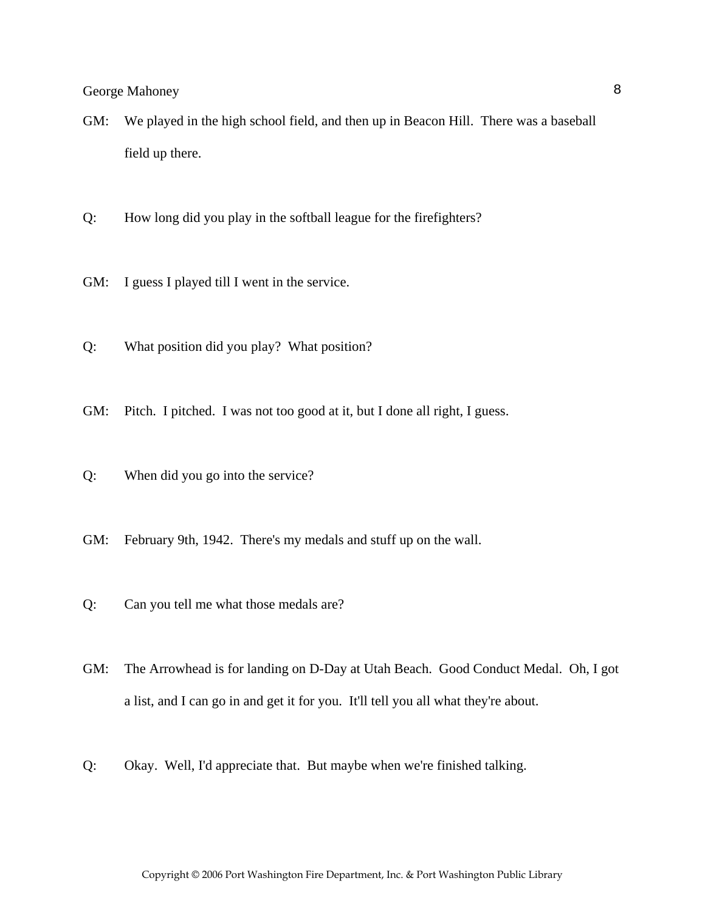GM: We played in the high school field, and then up in Beacon Hill. There was a baseball field up there.

Q: How long did you play in the softball league for the firefighters?

GM: I guess I played till I went in the service.

Q: What position did you play? What position?

GM: Pitch. I pitched. I was not too good at it, but I done all right, I guess.

Q: When did you go into the service?

GM: February 9th, 1942. There's my medals and stuff up on the wall.

Q: Can you tell me what those medals are?

GM: The Arrowhead is for landing on D-Day at Utah Beach. Good Conduct Medal. Oh, I got a list, and I can go in and get it for you. It'll tell you all what they're about.

Q: Okay. Well, I'd appreciate that. But maybe when we're finished talking.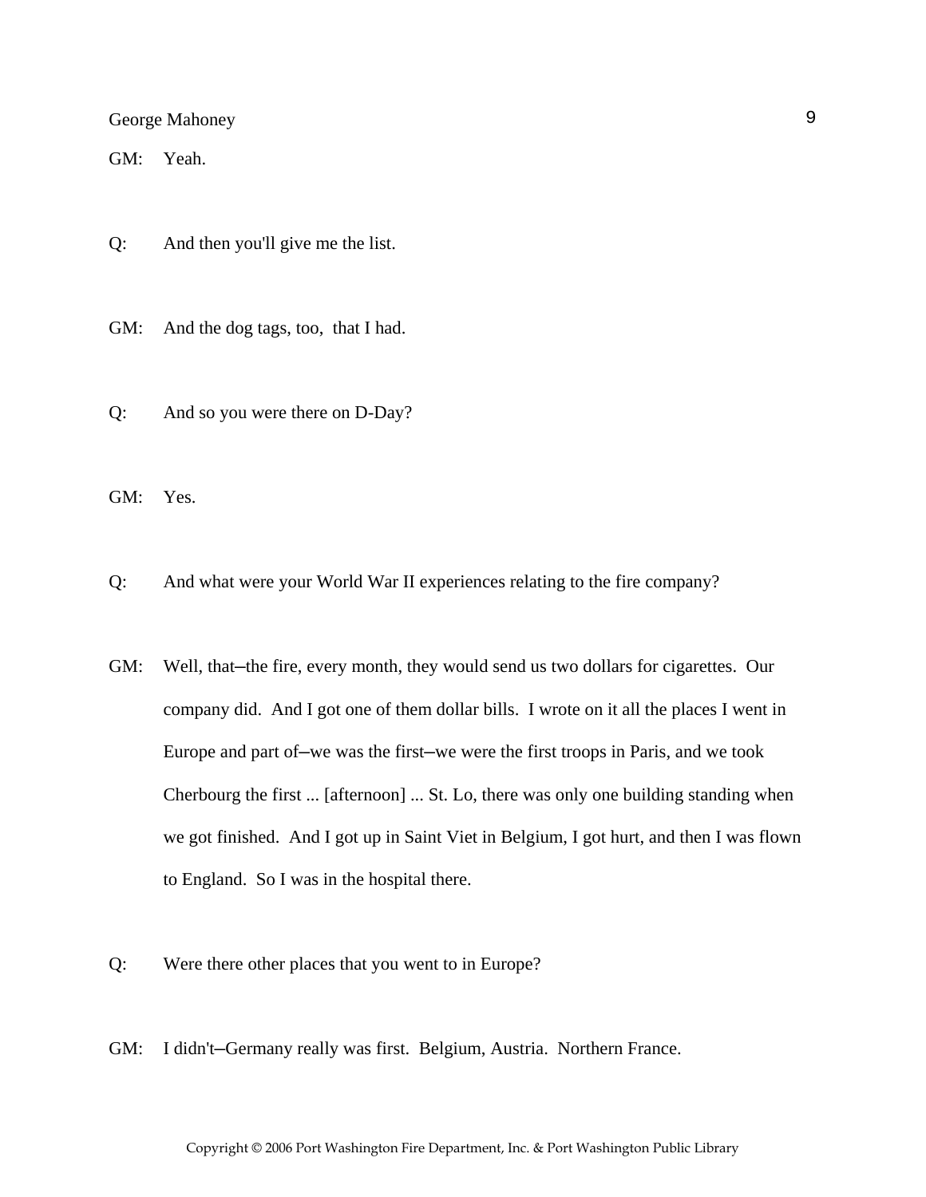GM: Yeah.

Q: And then you'll give me the list.

GM: And the dog tags, too, that I had.

Q: And so you were there on D-Day?

GM: Yes.

Q: And what were your World War II experiences relating to the fire company?

GM: Well, that–the fire, every month, they would send us two dollars for cigarettes. Our company did. And I got one of them dollar bills. I wrote on it all the places I went in Europe and part of–we was the first–we were the first troops in Paris, and we took Cherbourg the first ... [afternoon] ... St. Lo, there was only one building standing when we got finished. And I got up in Saint Viet in Belgium, I got hurt, and then I was flown to England. So I was in the hospital there.

Q: Were there other places that you went to in Europe?

GM: I didn't–Germany really was first. Belgium, Austria. Northern France.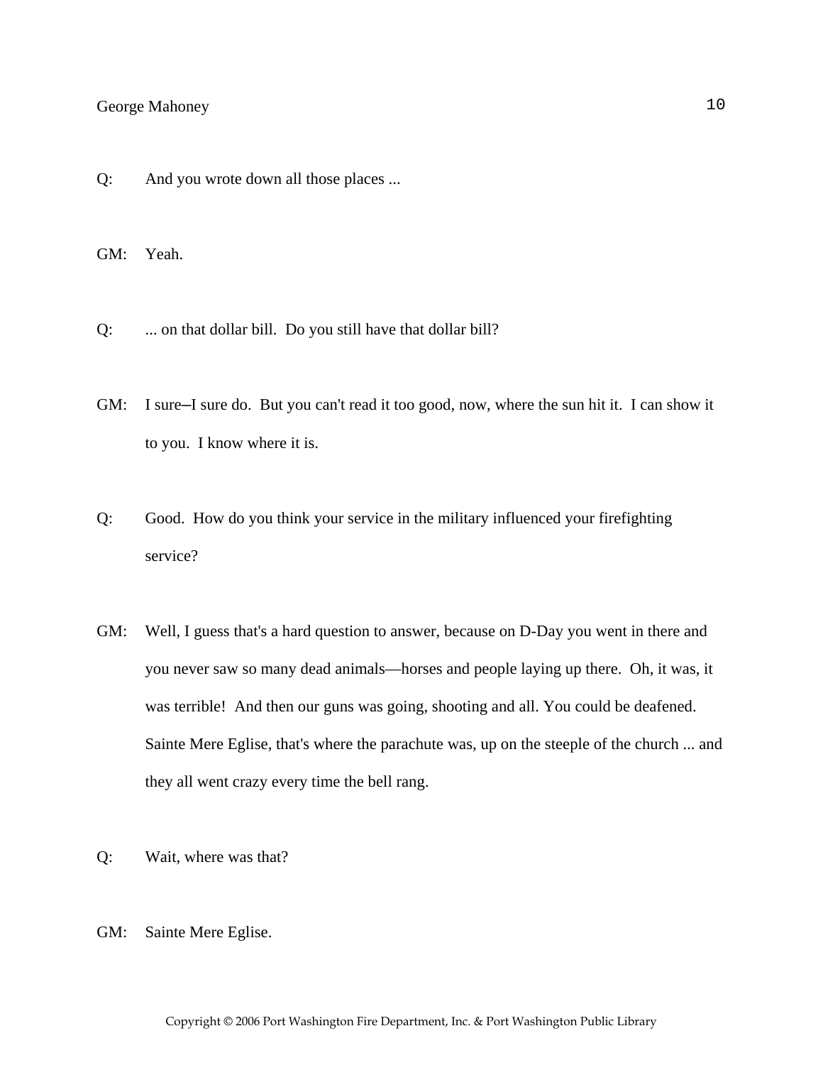Q: And you wrote down all those places ...

GM: Yeah.

Q: ... on that dollar bill. Do you still have that dollar bill?

GM: I sure–I sure do. But you can't read it too good, now, where the sun hit it. I can show it to you. I know where it is.

Q: Good. How do you think your service in the military influenced your firefighting service?

GM: Well, I guess that's a hard question to answer, because on D-Day you went in there and you never saw so many dead animals—horses and people laying up there. Oh, it was, it was terrible! And then our guns was going, shooting and all. You could be deafened. Sainte Mere Eglise, that's where the parachute was, up on the steeple of the church ... and they all went crazy every time the bell rang.

Q: Wait, where was that?

GM: Sainte Mere Eglise.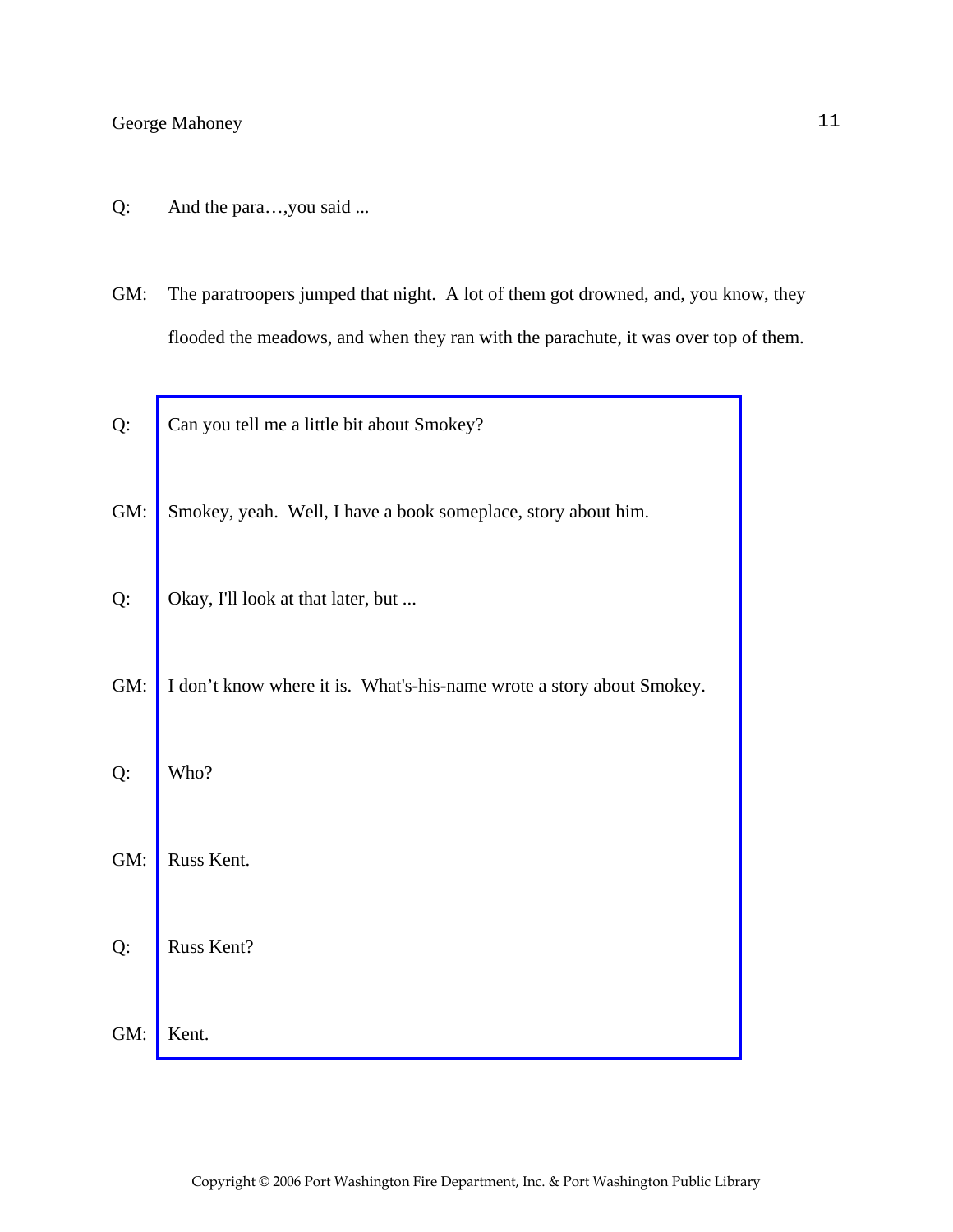Q: And the para…,you said ...

GM: The paratroopers jumped that night. A lot of them got drowned, and, you know, they flooded the meadows, and when they ran with the parachute, it was over top of them.

Q: Can you tell me a little bit about Smokey?

GM: Smokey, yeah. Well, I have a book someplace, story about him.

Q: Okay, I'll look at that later, but ...

GM: I don't know where it is. What's-his-name wrote a story about Smokey.

Q: Who?

GM: Russ Kent.

Q: Russ Kent?

GM: Kent.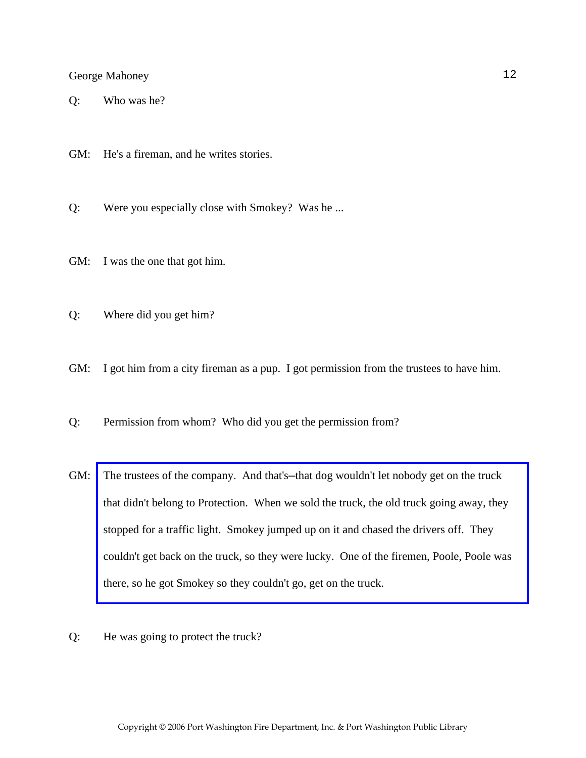Q: Who was he?

GM: He's a fireman, and he writes stories.

Q: Were you especially close with Smokey? Was he ...

GM: I was the one that got him.

Q: Where did you get him?

GM: I got him from a city fireman as a pup. I got permission from the trustees to have him.

Q: Permission from whom? Who did you get the permission from?

GM: The trustees of the company. And that's–that dog wouldn't let nobody get on the truck that didn't belong to Protection. When we sold the truck, the old truck going away, they stopped for a traffic light. Smokey jumped up on it and chased the drivers off. They couldn't get back on the truck, so they were lucky. One of the firemen, Poole, Poole was there, so he got Smokey so they couldn't go, get on the truck.

Q: He was going to protect the truck?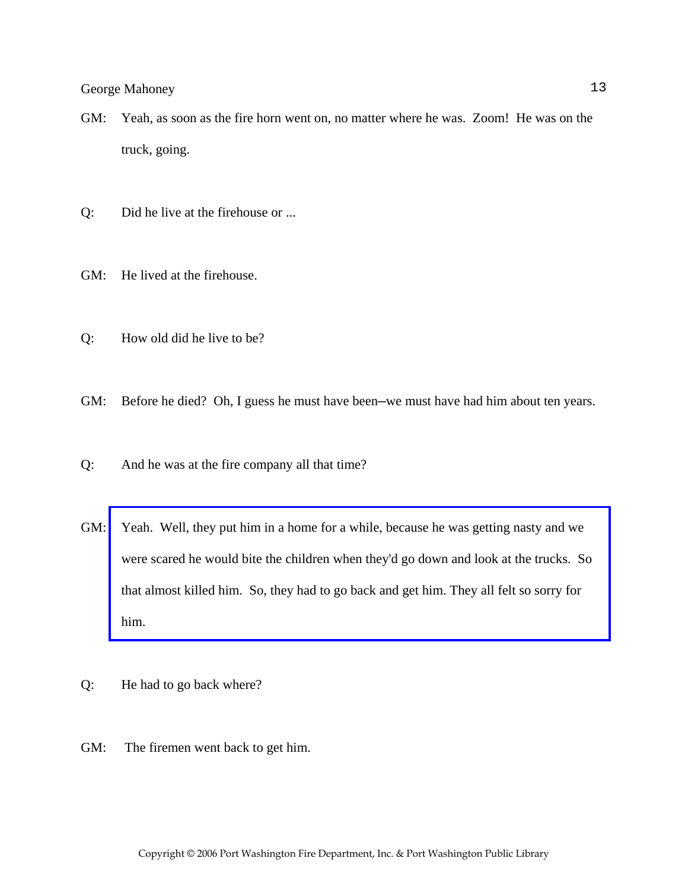GM: Yeah, as soon as the fire horn went on, no matter where he was. Zoom! He was on the truck, going.

Q: Did he live at the firehouse or ...

GM: He lived at the firehouse.

Q: How old did he live to be?

GM: Before he died? Oh, I guess he must have been–we must have had him about ten years.

Q: And he was at the fire company all that time?

GM: Yeah. Well, they put him in a home for a while, because he was getting nasty and we were scared he would bite the children when they'd go down and look at the trucks. So that almost killed him. So, they had to go back and get him. They all felt so sorry for him.

Q: He had to go back where?

GM: The firemen went back to get him.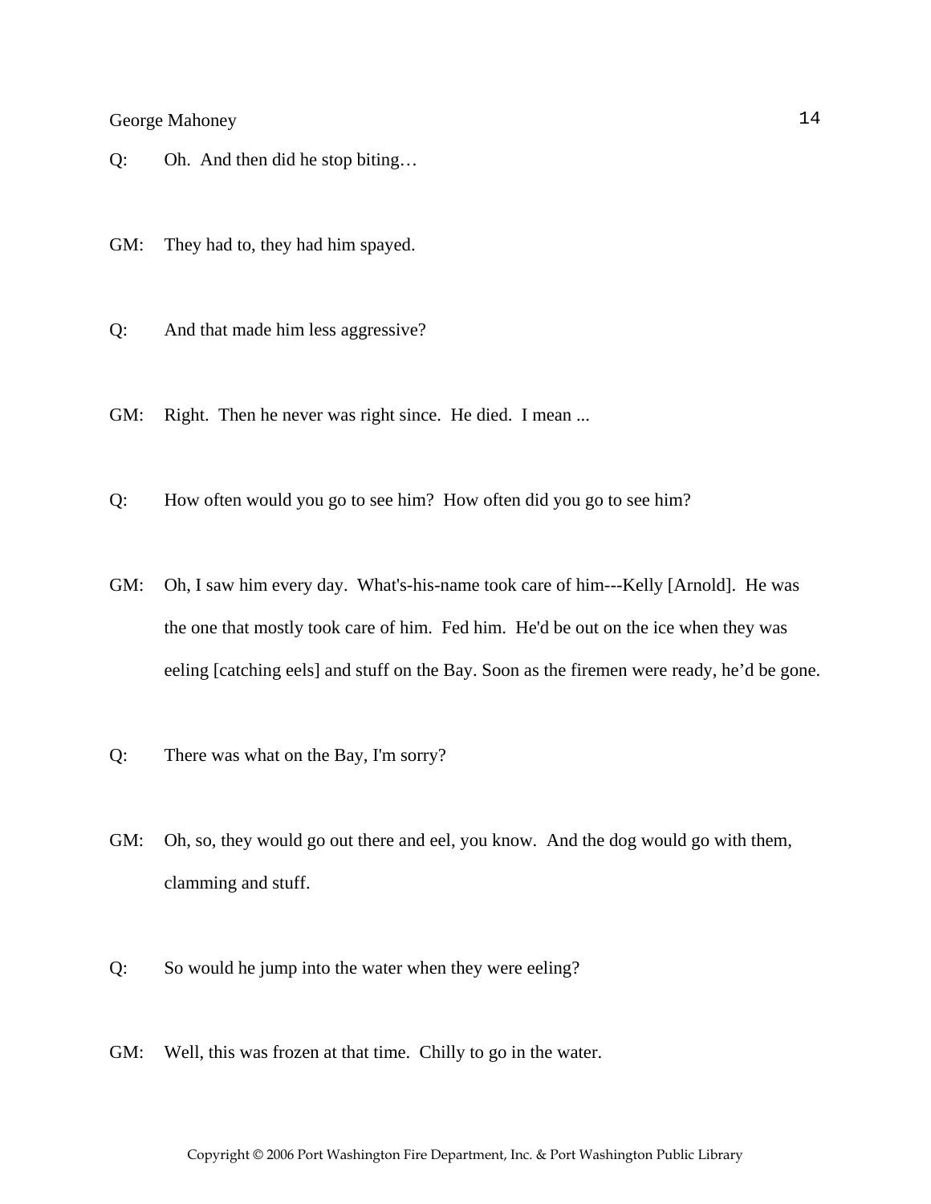Q: Oh. And then did he stop biting…

GM: They had to, they had him spayed.

Q: And that made him less aggressive?

GM: Right. Then he never was right since. He died. I mean ...

Q: How often would you go to see him? How often did you go to see him?

GM: Oh, I saw him every day. What's-his-name took care of him---Kelly [Arnold]. He was the one that mostly took care of him. Fed him. He'd be out on the ice when they was eeling [catching eels] and stuff on the Bay. Soon as the firemen were ready, he'd be gone.

Q: There was what on the Bay, I'm sorry?

GM: Oh, so, they would go out there and eel, you know. And the dog would go with them, clamming and stuff.

Q: So would he jump into the water when they were eeling?

GM: Well, this was frozen at that time. Chilly to go in the water.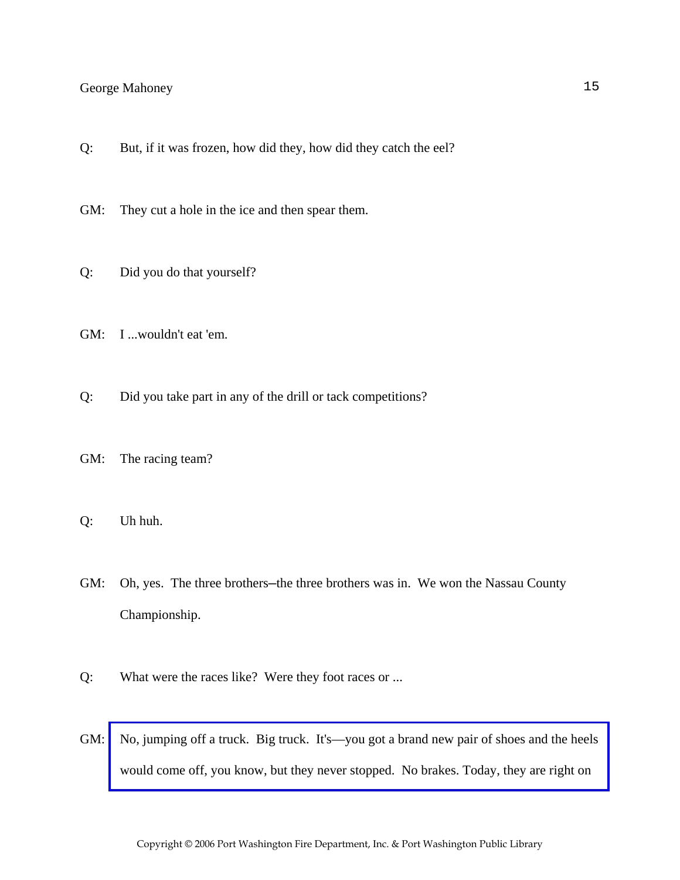Q: But, if it was frozen, how did they, how did they catch the eel?

GM: They cut a hole in the ice and then spear them.

Q: Did you do that yourself?

GM: I ...wouldn't eat 'em.

Q: Did you take part in any of the drill or tack competitions?

GM: The racing team?

Q: Uh huh.

GM: Oh, yes. The three brothers–the three brothers was in. We won the Nassau County Championship.

Q: What were the races like? Were they foot races or ...

GM: No, jumping off a truck. Big truck. It's—you got a brand new pair of shoes and the heels would come off, you know, but they never stopped. No brakes. Today, they are right on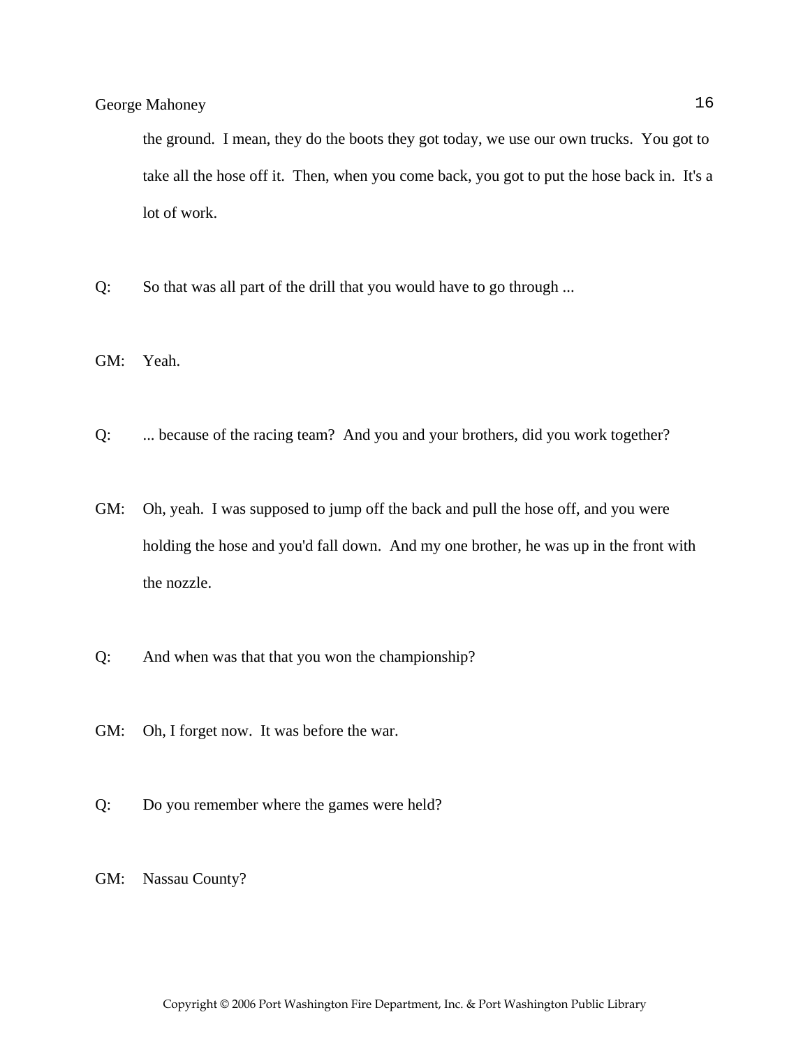the ground. I mean, they do the boots they got today, we use our own trucks. You got to take all the hose off it. Then, when you come back, you got to put the hose back in. It's a lot of work.

Q: So that was all part of the drill that you would have to go through ...

GM: Yeah.

Q: ... because of the racing team? And you and your brothers, did you work together?

GM: Oh, yeah. I was supposed to jump off the back and pull the hose off, and you were holding the hose and you'd fall down. And my one brother, he was up in the front with the nozzle.

Q: And when was that that you won the championship?

GM: Oh, I forget now. It was before the war.

Q: Do you remember where the games were held?

GM: Nassau County?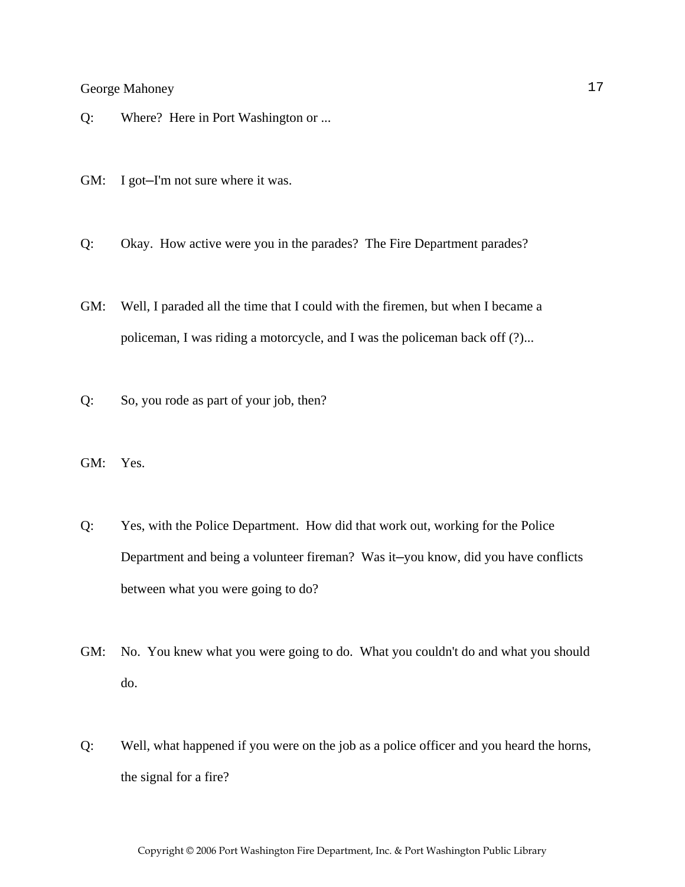Q: Where? Here in Port Washington or ...

GM: I got–I'm not sure where it was.

Q: Okay. How active were you in the parades? The Fire Department parades?

GM: Well, I paraded all the time that I could with the firemen, but when I became a policeman, I was riding a motorcycle, and I was the policeman back off (?)...

Q: So, you rode as part of your job, then?

GM: Yes.

Q: Yes, with the Police Department. How did that work out, working for the Police Department and being a volunteer fireman? Was it–you know, did you have conflicts between what you were going to do?

GM: No. You knew what you were going to do. What you couldn't do and what you should do.

Q: Well, what happened if you were on the job as a police officer and you heard the horns, the signal for a fire?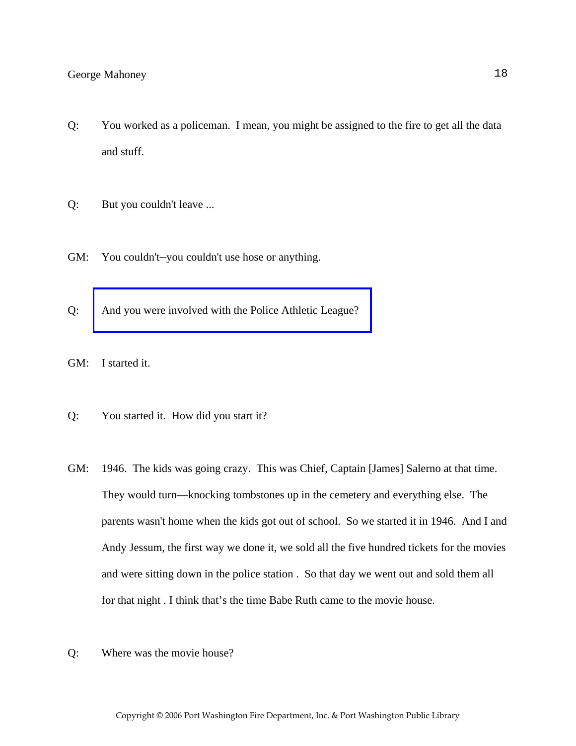Q: You worked as a policeman. I mean, you might be assigned to the fire to get all the data and stuff.

Q: But you couldn't leave ...

GM: You couldn't–you couldn't use hose or anything.

Q: And you were involved with the Police Athletic League?

GM: I started it.

Q: You started it. How did you start it?

GM: 1946. The kids was going crazy. This was Chief, Captain [James] Salerno at that time. They would turn—knocking tombstones up in the cemetery and everything else. The parents wasn't home when the kids got out of school. So we started it in 1946. And I and Andy Jessum, the first way we done it, we sold all the five hundred tickets for the movies and were sitting down in the police station . So that day we went out and sold them all for that night . I think that's the time Babe Ruth came to the movie house.

Q: Where was the movie house?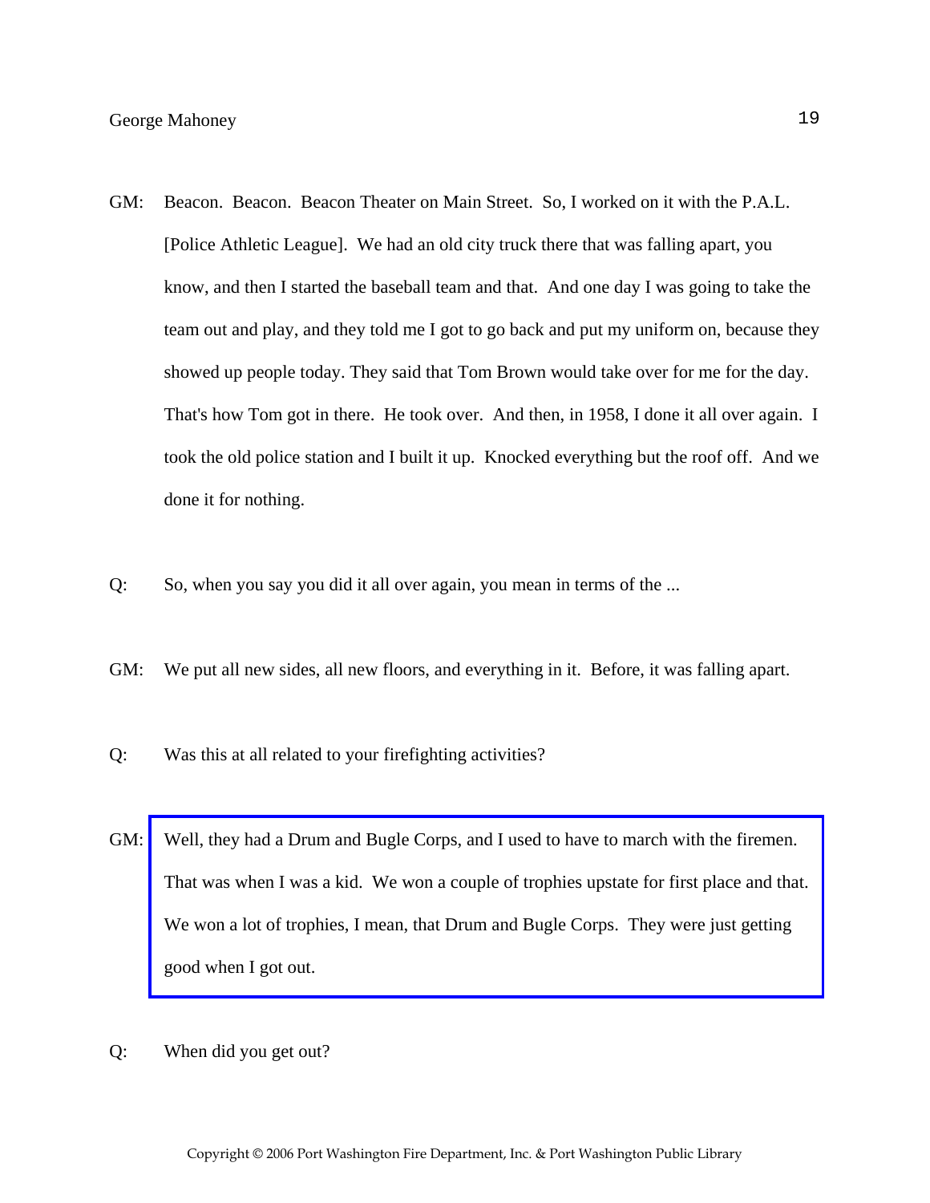GM: Beacon. Beacon. Beacon Theater on Main Street. So, I worked on it with the P.A.L. [Police Athletic League]. We had an old city truck there that was falling apart, you know, and then I started the baseball team and that. And one day I was going to take the team out and play, and they told me I got to go back and put my uniform on, because they showed up people today. They said that Tom Brown would take over for me for the day. That's how Tom got in there. He took over. And then, in 1958, I done it all over again. I took the old police station and I built it up. Knocked everything but the roof off. And we done it for nothing.

Q: So, when you say you did it all over again, you mean in terms of the ...

GM: We put all new sides, all new floors, and everything in it. Before, it was falling apart.

Q: Was this at all related to your firefighting activities?

GM: Well, they had a Drum and Bugle Corps, and I used to have to march with the firemen. That was when I was a kid. We won a couple of trophies upstate for first place and that. We won a lot of trophies, I mean, that Drum and Bugle Corps. They were just getting good when I got out.

Q: When did you get out?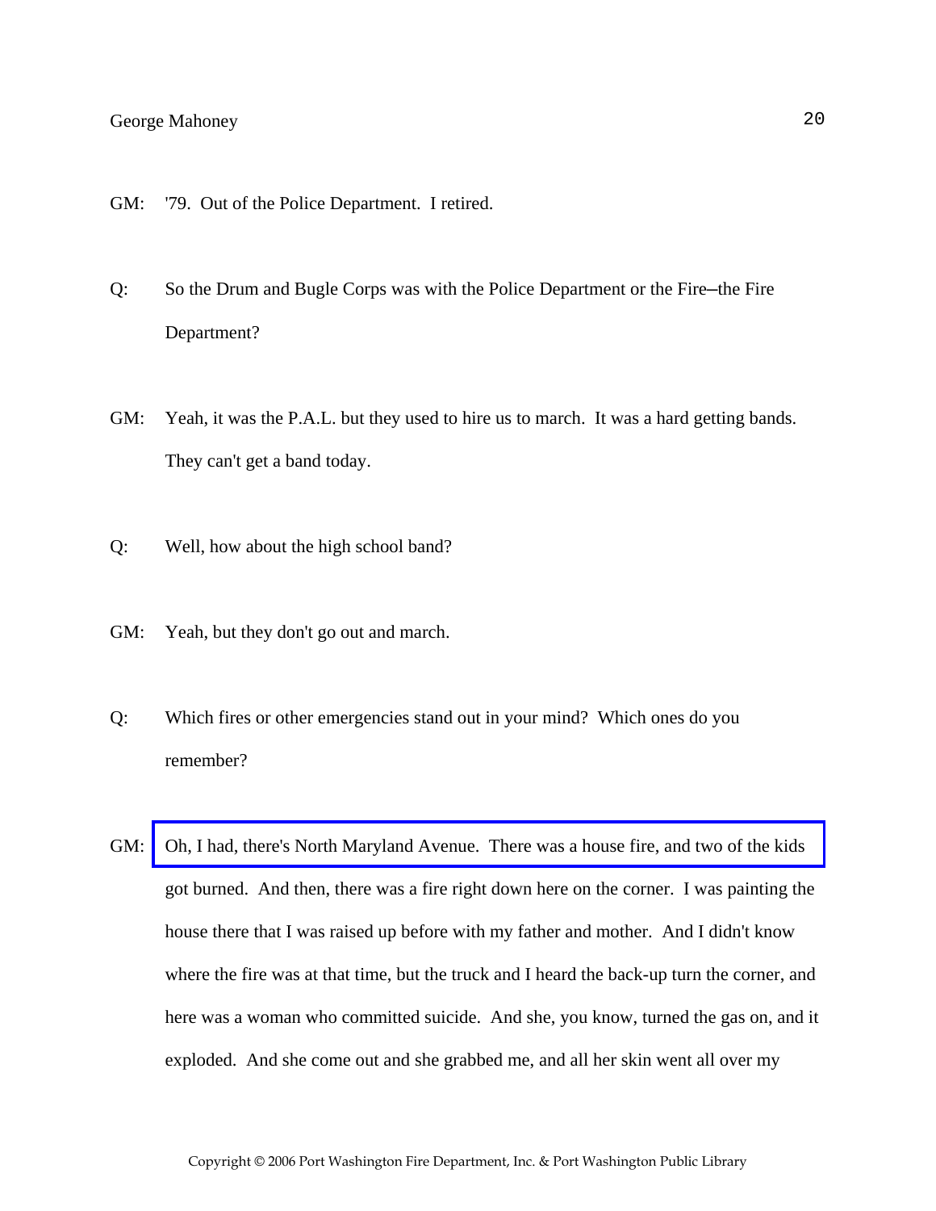GM: '79. Out of the Police Department. I retired.

Q: So the Drum and Bugle Corps was with the Police Department or the Fire–the Fire Department?

GM: Yeah, it was the P.A.L. but they used to hire us to march. It was a hard getting bands. They can't get a band today.

Q: Well, how about the high school band?

GM: Yeah, but they don't go out and march.

Q: Which fires or other emergencies stand out in your mind? Which ones do you remember?

GM: Oh, I had, there's North Maryland Avenue. There was a house fire, and two of the kids got burned. And then, there was a fire right down here on the corner. I was painting the house there that I was raised up before with my father and mother. And I didn't know where the fire was at that time, but the truck and I heard the back-up turn the corner, and here was a woman who committed suicide. And she, you know, turned the gas on, and it exploded. And she come out and she grabbed me, and all her skin went all over my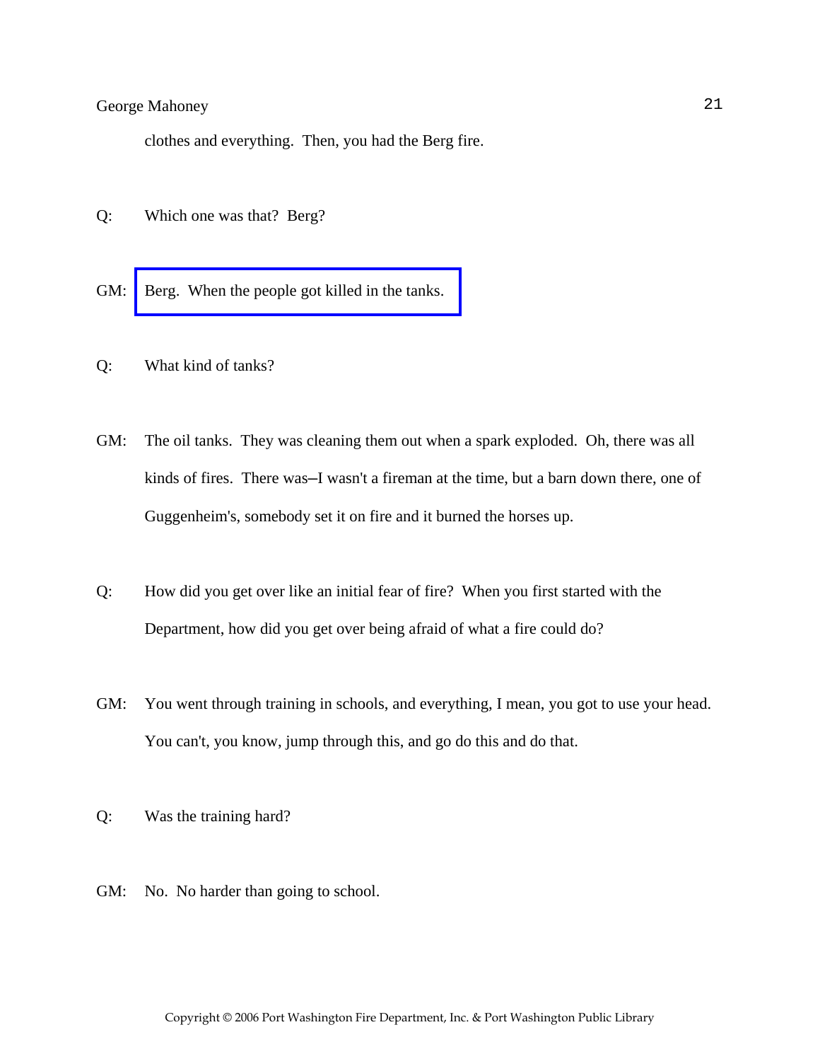clothes and everything. Then, you had the Berg fire.

Q: Which one was that? Berg?

GM: Berg. When the people got killed in the tanks.

Q: What kind of tanks?

GM: The oil tanks. They was cleaning them out when a spark exploded. Oh, there was all kinds of fires. There was—I wasn't a fireman at the time, but a barn down there, one of Guggenheim's, somebody set it on fire and it burned the horses up.

Q: How did you get over like an initial fear of fire? When you first started with the Department, how did you get over being afraid of what a fire could do?

GM: You went through training in schools, and everything, I mean, you got to use your head. You can't, you know, jump through this, and go do this and do that.

Q: Was the training hard?

GM: No. No harder than going to school.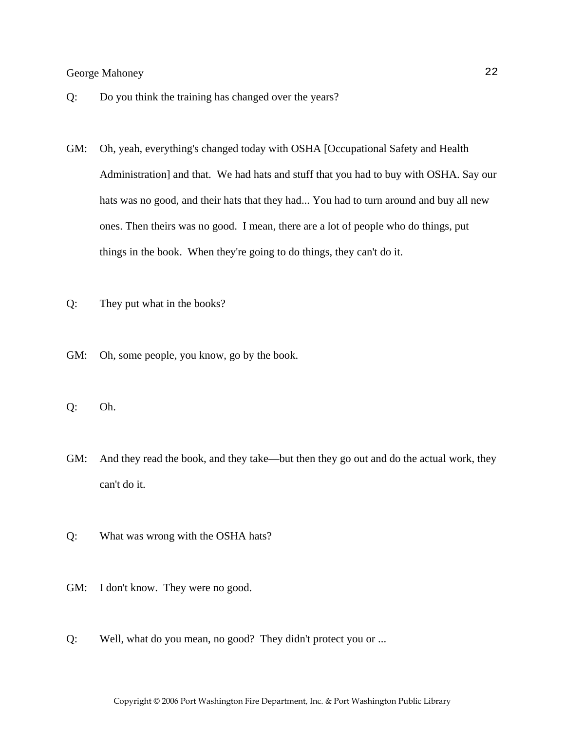Q: Do you think the training has changed over the years?

GM: Oh, yeah, everything's changed today with OSHA [Occupational Safety and Health Administration] and that. We had hats and stuff that you had to buy with OSHA. Say our hats was no good, and their hats that they had... You had to turn around and buy all new ones. Then theirs was no good. I mean, there are a lot of people who do things, put things in the book. When they're going to do things, they can't do it.

Q: They put what in the books?

GM: Oh, some people, you know, go by the book.

Q: Oh.

GM: And they read the book, and they take—but then they go out and do the actual work, they can't do it.

Q: What was wrong with the OSHA hats?

GM: I don't know. They were no good.

Q: Well, what do you mean, no good? They didn't protect you or ...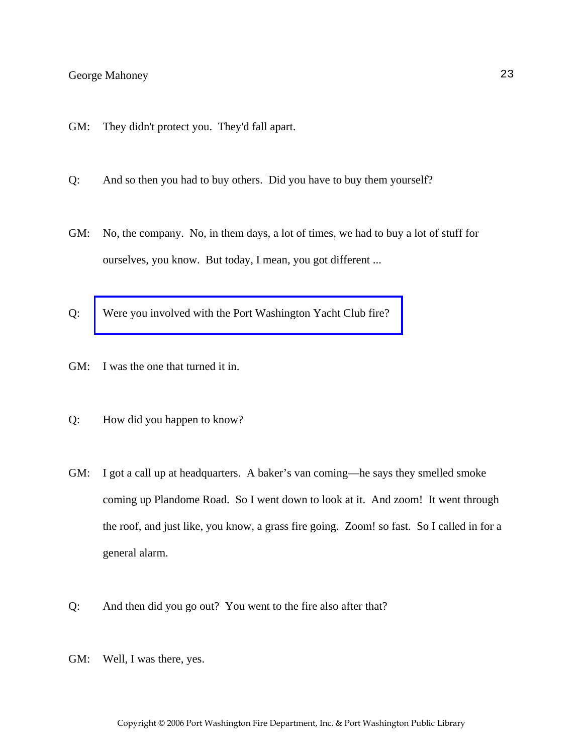GM: They didn't protect you. They'd fall apart.

Q: And so then you had to buy others. Did you have to buy them yourself?

GM: No, the company. No, in them days, a lot of times, we had to buy a lot of stuff for ourselves, you know. But today, I mean, you got different ...

Q: Were you involved with the Port Washington Yacht Club fire?

GM: I was the one that turned it in.

Q: How did you happen to know?

GM: I got a call up at headquarters. A baker's van coming—he says they smelled smoke coming up Plandome Road. So I went down to look at it. And zoom! It went through the roof, and just like, you know, a grass fire going. Zoom! so fast. So I called in for a general alarm.

Q: And then did you go out? You went to the fire also after that?

GM: Well, I was there, yes.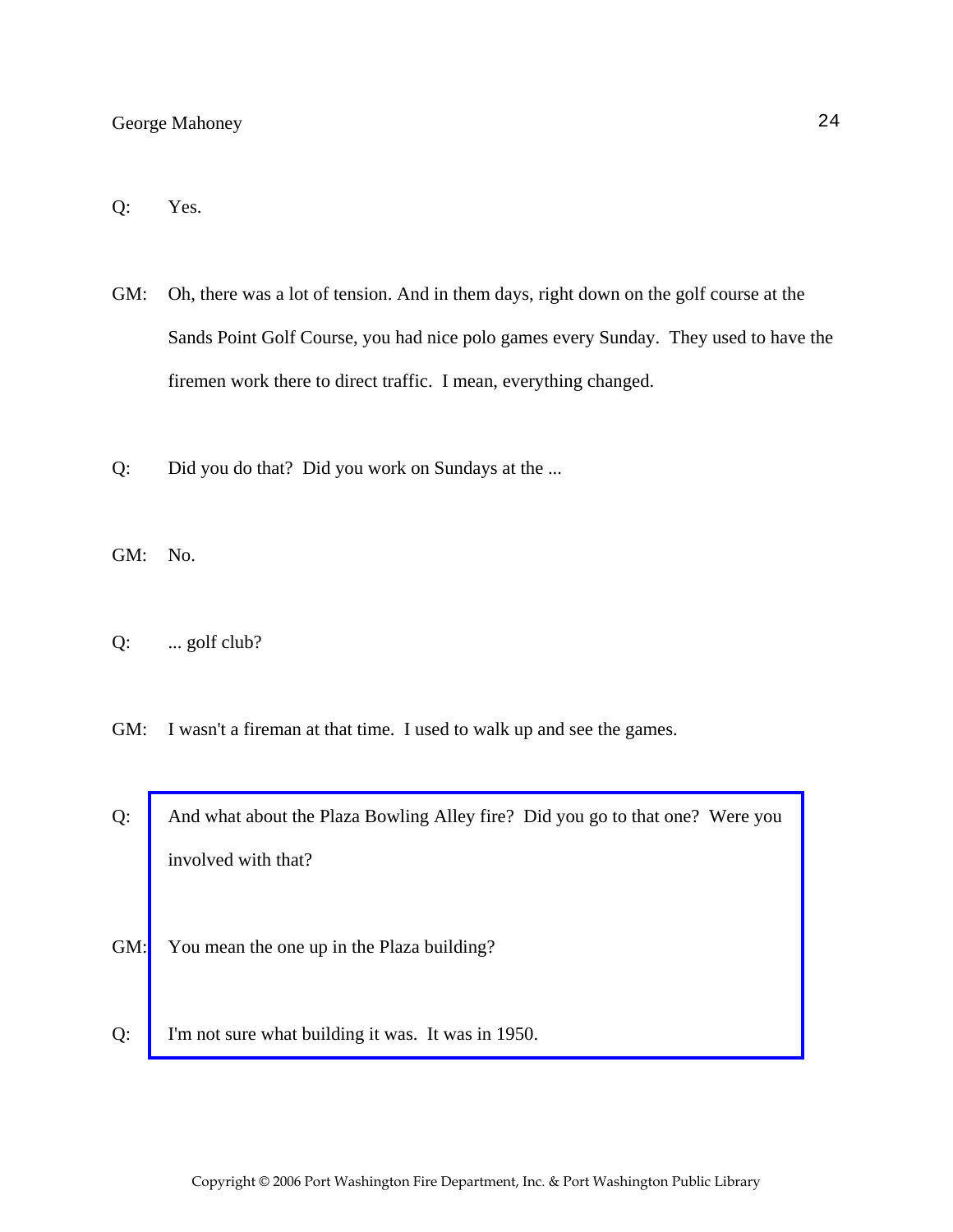Q: Yes.

GM: Oh, there was a lot of tension. And in them days, right down on the golf course at the Sands Point Golf Course, you had nice polo games every Sunday. They used to have the firemen work there to direct traffic. I mean, everything changed.

Q: Did you do that? Did you work on Sundays at the ...

GM: No.

Q: ... golf club?

GM: I wasn't a fireman at that time. I used to walk up and see the games.

Q: And what about the Plaza Bowling Alley fire? Did you go to that one? Were you involved with that?

GM: You mean the one up in the Plaza building?

Q: I'm not sure what building it was. It was in 1950.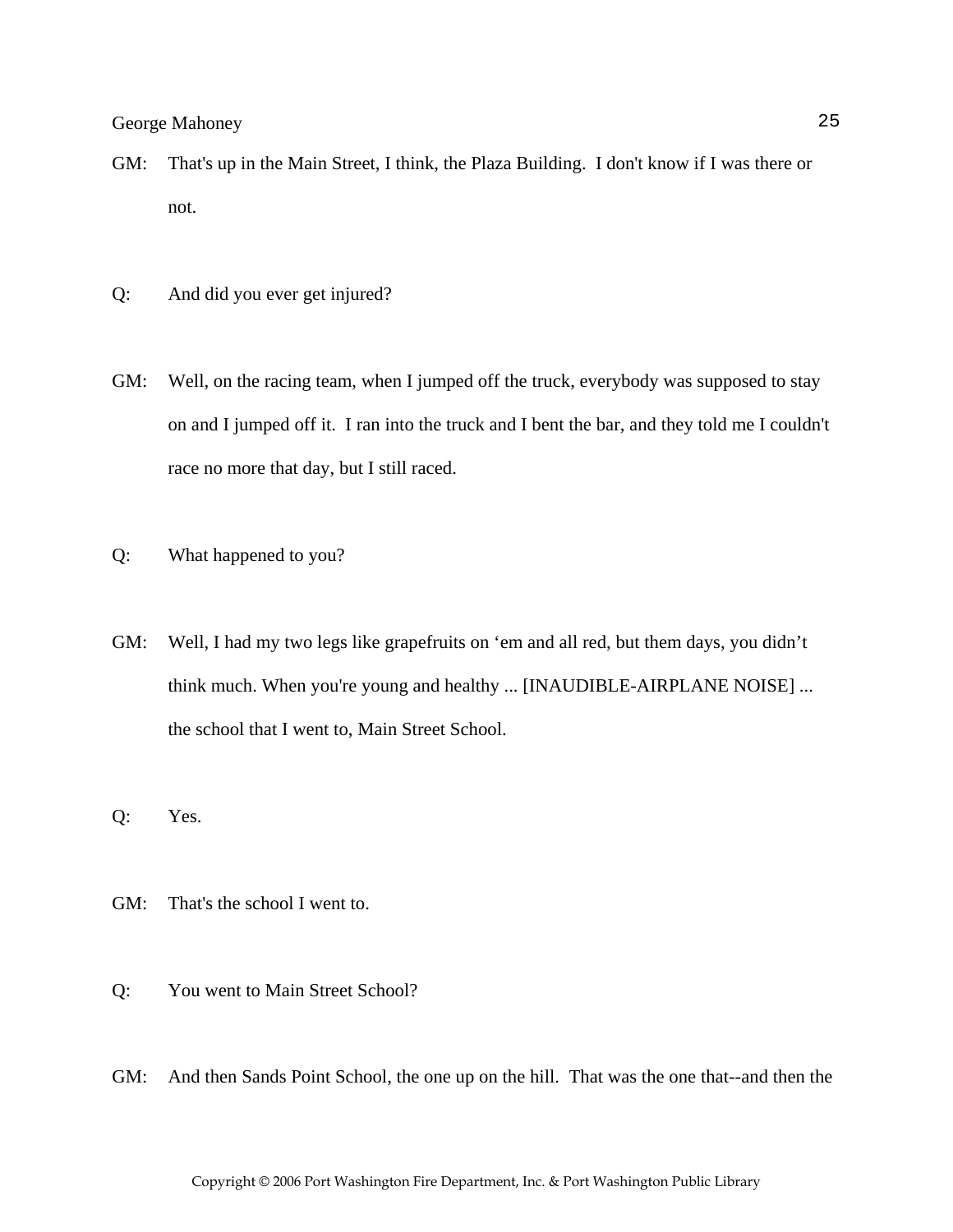GM: That's up in the Main Street, I think, the Plaza Building. I don't know if I was there or not.

Q: And did you ever get injured?

GM: Well, on the racing team, when I jumped off the truck, everybody was supposed to stay on and I jumped off it. I ran into the truck and I bent the bar, and they told me I couldn't race no more that day, but I still raced.

Q: What happened to you?

GM: Well, I had my two legs like grapefruits on 'em and all red, but them days, you didn't think much. When you're young and healthy ... [INAUDIBLE-AIRPLANE NOISE] ... the school that I went to, Main Street School.

Q: Yes.

GM: That's the school I went to.

Q: You went to Main Street School?

GM: And then Sands Point School, the one up on the hill. That was the one that--and then the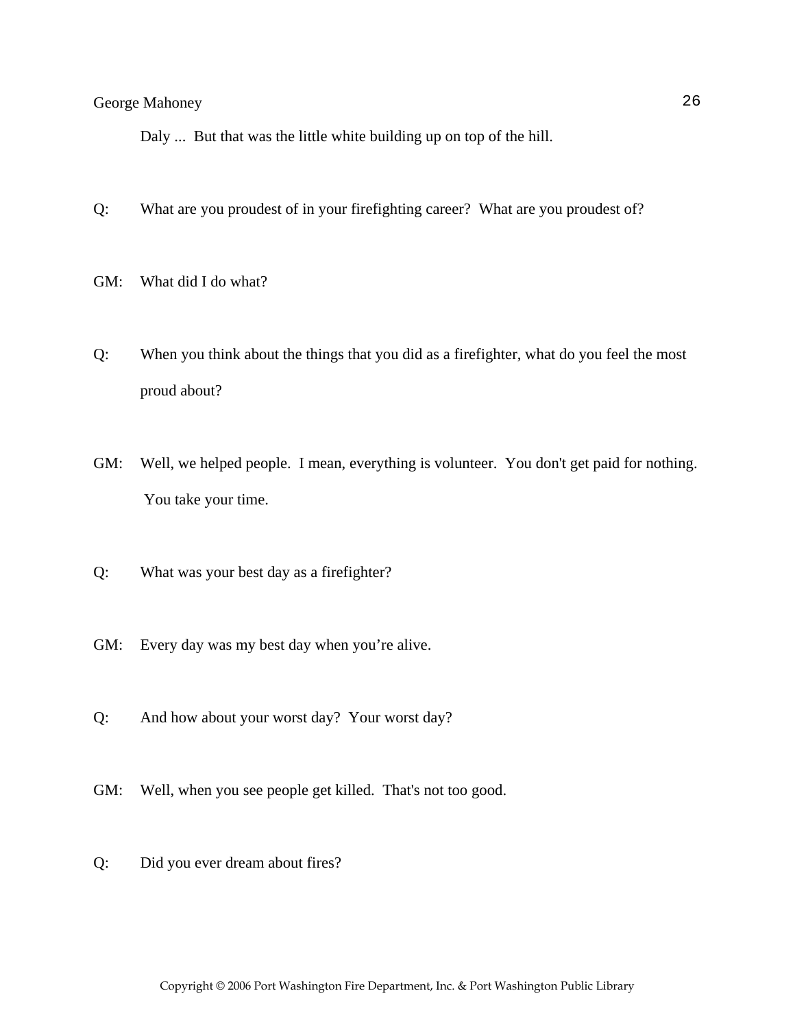Daly ... But that was the little white building up on top of the hill.

Q: What are you proudest of in your firefighting career? What are you proudest of?

GM: What did I do what?

Q: When you think about the things that you did as a firefighter, what do you feel the most proud about?

GM: Well, we helped people. I mean, everything is volunteer. You don't get paid for nothing. You take your time.

Q: What was your best day as a firefighter?

GM: Every day was my best day when you're alive.

Q: And how about your worst day? Your worst day?

GM: Well, when you see people get killed. That's not too good.

Q: Did you ever dream about fires?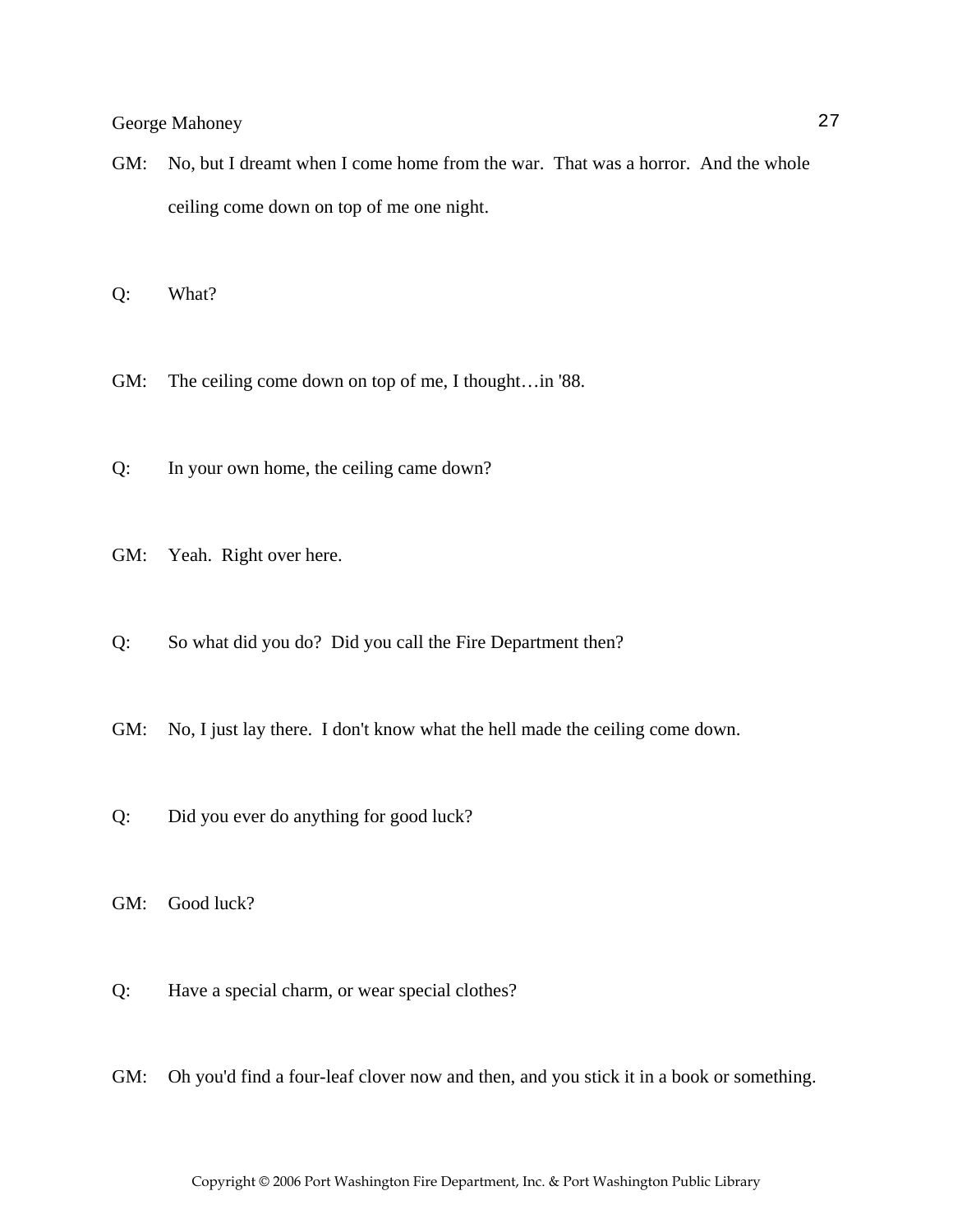GM: No, but I dreamt when I come home from the war. That was a horror. And the whole ceiling come down on top of me one night.

Q: What?

GM: The ceiling come down on top of me, I thought…in '88.

Q: In your own home, the ceiling came down?

GM: Yeah. Right over here.

Q: So what did you do? Did you call the Fire Department then?

GM: No, I just lay there. I don't know what the hell made the ceiling come down.

Q: Did you ever do anything for good luck?

GM: Good luck?

Q: Have a special charm, or wear special clothes?

GM: Oh you'd find a four-leaf clover now and then, and you stick it in a book or something.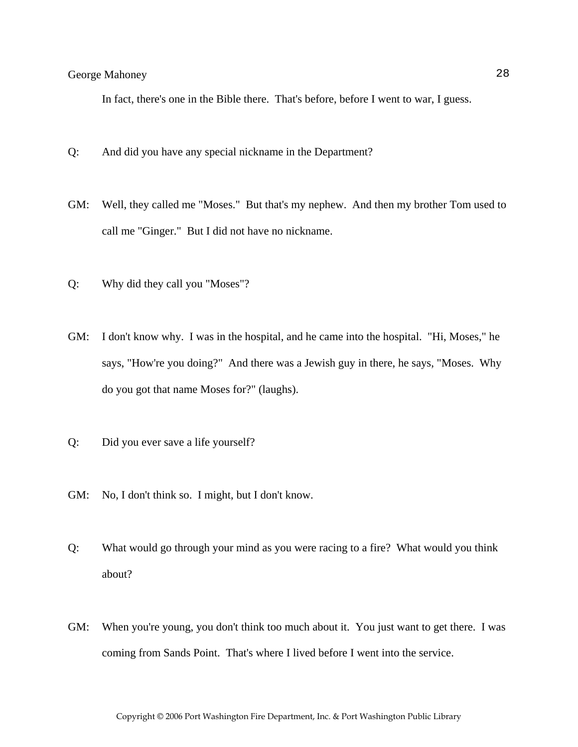In fact, there's one in the Bible there.  That's before, before I went to war, I guess.

Q: And did you have any special nickname in the Department?

GM: Well, they called me "Moses."  But that's my nephew.  And then my brother Tom used to call me "Ginger."  But I did not have no nickname.

Q: Why did they call you "Moses"?

GM: I don't know why.  I was in the hospital, and he came into the hospital.  "Hi, Moses," he says, "How're you doing?"  And there was a Jewish guy in there, he says, "Moses.  Why do you got that name Moses for?" (laughs).

Q: Did you ever save a life yourself?

GM: No, I don't think so.  I might, but I don't know.

Q: What would go through your mind as you were racing to a fire?  What would you think about?

GM: When you're young, you don't think too much about it.  You just want to get there.  I was coming from Sands Point.  That's where I lived before I went into the service.

Copyright © 2006 Port Washington Fire Department, Inc. & Port Washington Public Library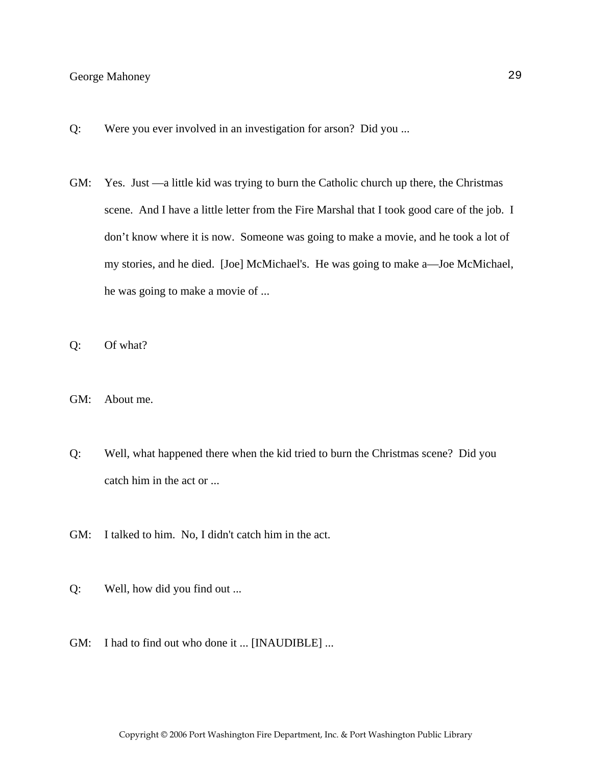Q: Were you ever involved in an investigation for arson? Did you ...

GM: Yes. Just —a little kid was trying to burn the Catholic church up there, the Christmas scene. And I have a little letter from the Fire Marshal that I took good care of the job. I don't know where it is now. Someone was going to make a movie, and he took a lot of my stories, and he died. [Joe] McMichael's. He was going to make a—Joe McMichael, he was going to make a movie of ...

Q: Of what?

GM: About me.

Q: Well, what happened there when the kid tried to burn the Christmas scene? Did you catch him in the act or ...

GM: I talked to him. No, I didn't catch him in the act.

Q: Well, how did you find out ...

GM: I had to find out who done it ... [INAUDIBLE] ...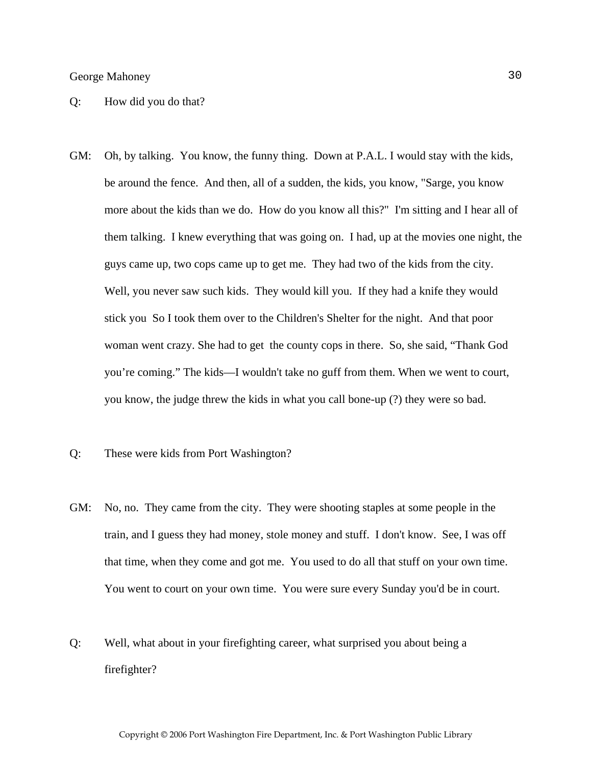Q: How did you do that?

GM: Oh, by talking. You know, the funny thing. Down at P.A.L. I would stay with the kids, be around the fence. And then, all of a sudden, the kids, you know, "Sarge, you know more about the kids than we do. How do you know all this?" I'm sitting and I hear all of them talking. I knew everything that was going on. I had, up at the movies one night, the guys came up, two cops came up to get me. They had two of the kids from the city. Well, you never saw such kids. They would kill you. If they had a knife they would stick you So I took them over to the Children's Shelter for the night. And that poor woman went crazy. She had to get the county cops in there. So, she said, "Thank God you're coming." The kids—I wouldn't take no guff from them. When we went to court, you know, the judge threw the kids in what you call bone-up (?) they were so bad.

Q: These were kids from Port Washington?

GM: No, no. They came from the city. They were shooting staples at some people in the train, and I guess they had money, stole money and stuff. I don't know. See, I was off that time, when they come and got me. You used to do all that stuff on your own time. You went to court on your own time. You were sure every Sunday you'd be in court.

Q: Well, what about in your firefighting career, what surprised you about being a firefighter?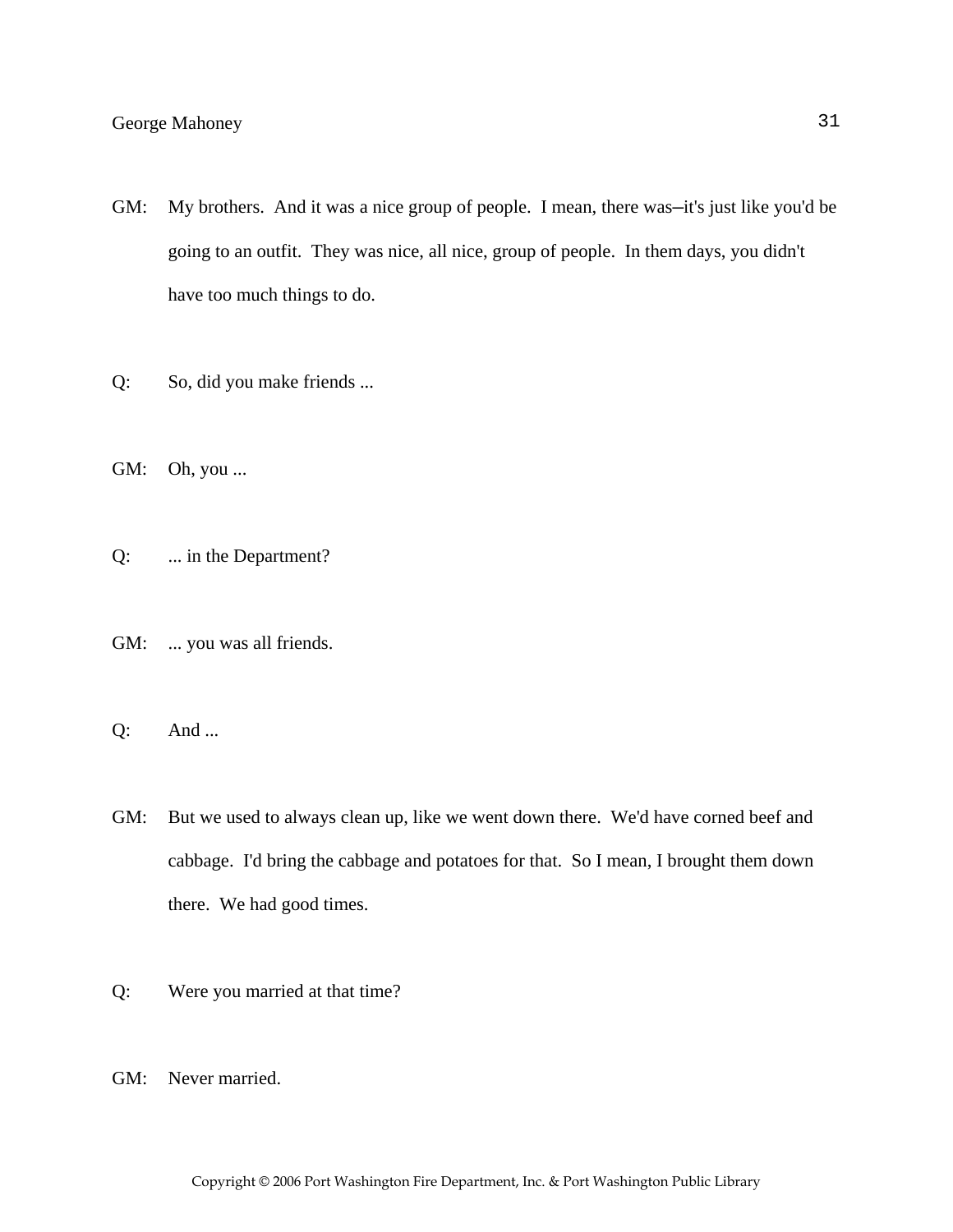GM: My brothers. And it was a nice group of people. I mean, there was–it's just like you'd be going to an outfit. They was nice, all nice, group of people. In them days, you didn't have too much things to do.

Q: So, did you make friends ...

GM: Oh, you ...

Q: ... in the Department?

GM: ... you was all friends.

Q: And ...

GM: But we used to always clean up, like we went down there. We'd have corned beef and cabbage. I'd bring the cabbage and potatoes for that. So I mean, I brought them down there. We had good times.

Q: Were you married at that time?

GM: Never married.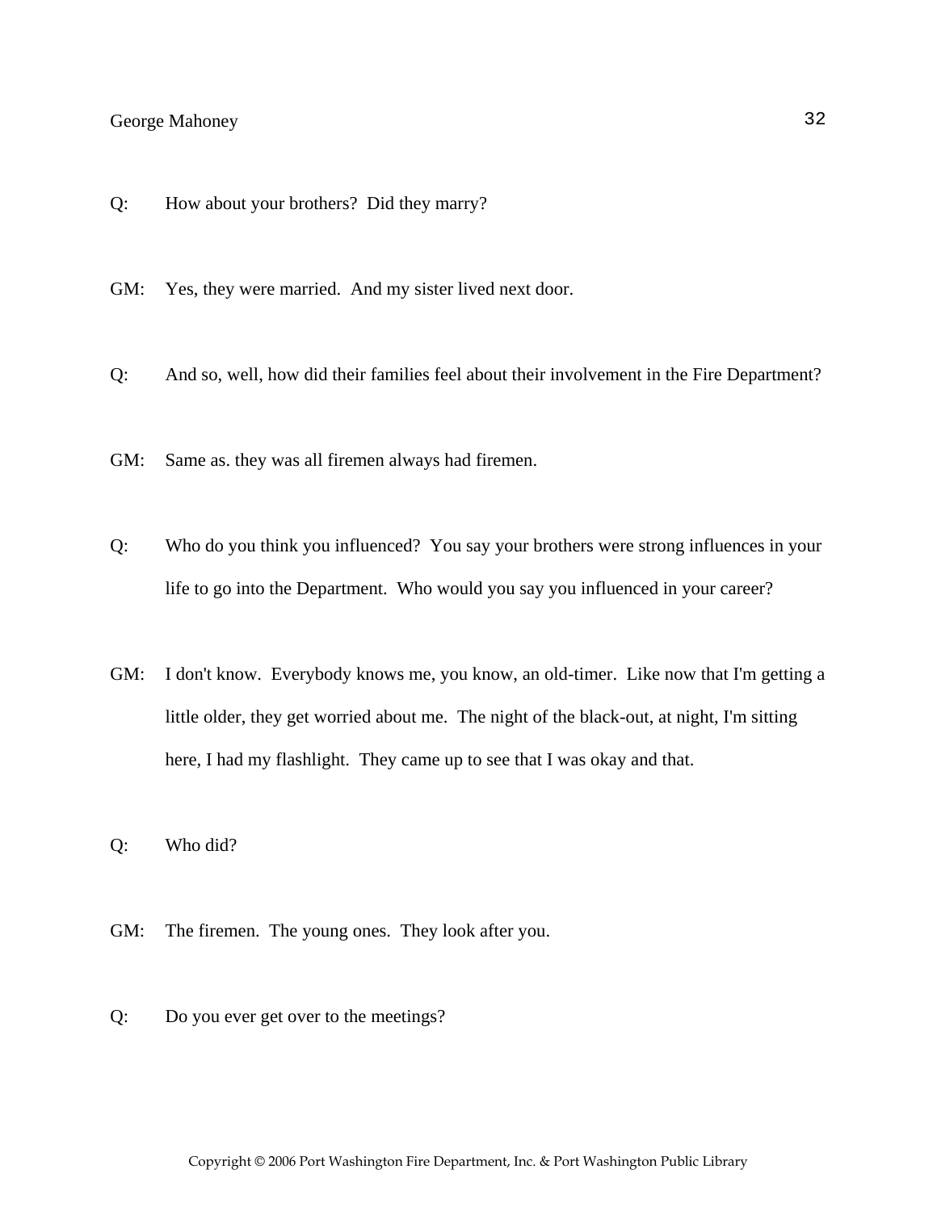Q: How about your brothers? Did they marry?

GM: Yes, they were married. And my sister lived next door.

Q: And so, well, how did their families feel about their involvement in the Fire Department?

GM: Same as. they was all firemen always had firemen.

Q: Who do you think you influenced? You say your brothers were strong influences in your life to go into the Department. Who would you say you influenced in your career?

GM: I don't know. Everybody knows me, you know, an old-timer. Like now that I'm getting a little older, they get worried about me. The night of the black-out, at night, I'm sitting here, I had my flashlight. They came up to see that I was okay and that.

Q: Who did?

GM: The firemen. The young ones. They look after you.

Q: Do you ever get over to the meetings?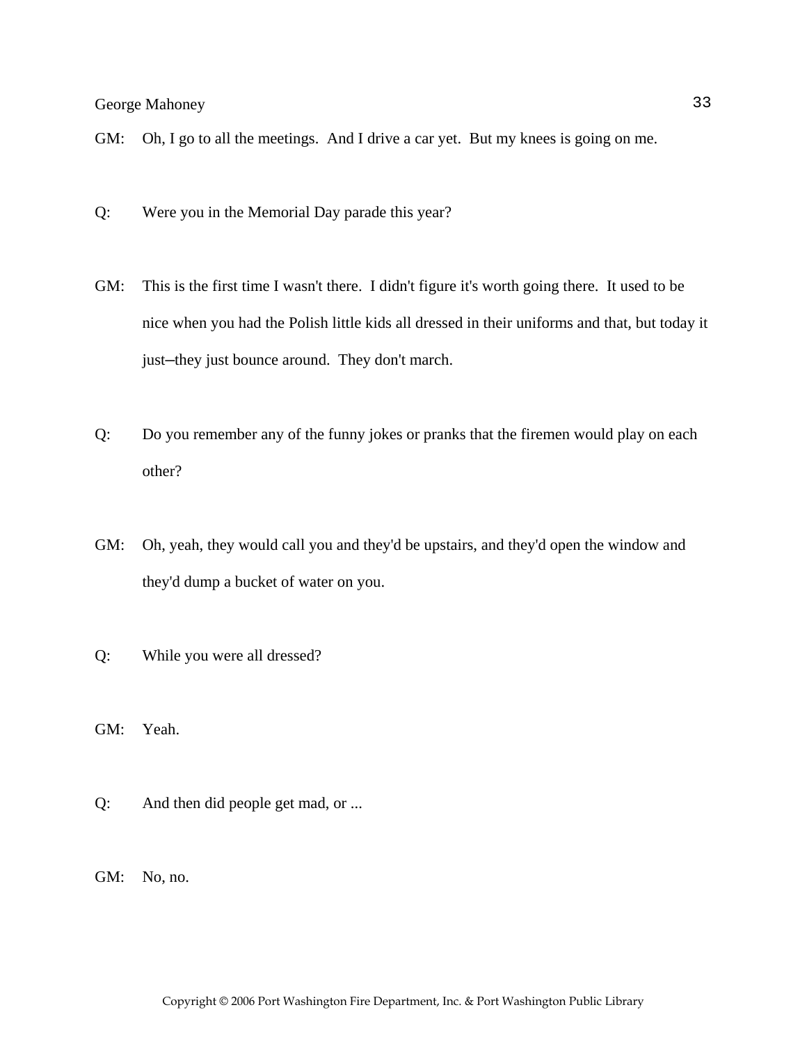GM: Oh, I go to all the meetings. And I drive a car yet. But my knees is going on me.

Q: Were you in the Memorial Day parade this year?

GM: This is the first time I wasn't there. I didn't figure it's worth going there. It used to be nice when you had the Polish little kids all dressed in their uniforms and that, but today it just–they just bounce around. They don't march.

Q: Do you remember any of the funny jokes or pranks that the firemen would play on each other?

GM: Oh, yeah, they would call you and they'd be upstairs, and they'd open the window and they'd dump a bucket of water on you.

Q: While you were all dressed?

GM: Yeah.

Q: And then did people get mad, or ...

GM: No, no.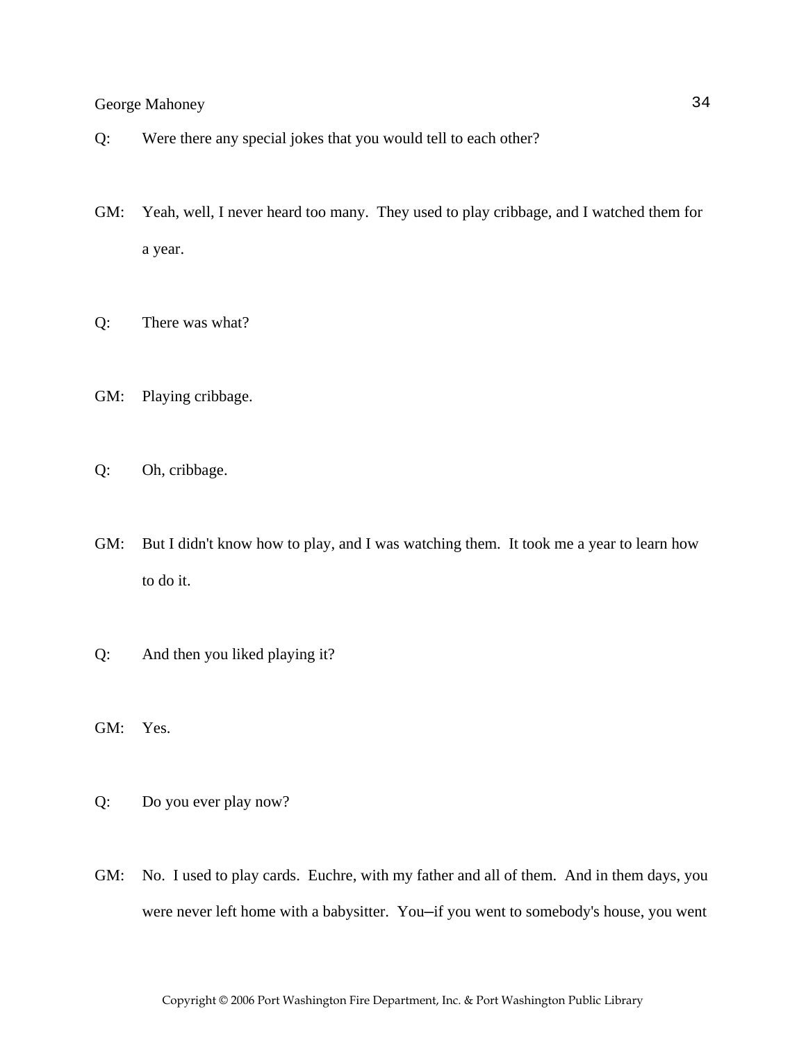Q: Were there any special jokes that you would tell to each other?

GM: Yeah, well, I never heard too many. They used to play cribbage, and I watched them for a year.

Q: There was what?

GM: Playing cribbage.

Q: Oh, cribbage.

GM: But I didn't know how to play, and I was watching them. It took me a year to learn how to do it.

Q: And then you liked playing it?

GM: Yes.

Q: Do you ever play now?

GM: No. I used to play cards. Euchre, with my father and all of them. And in them days, you were never left home with a babysitter. You–if you went to somebody's house, you went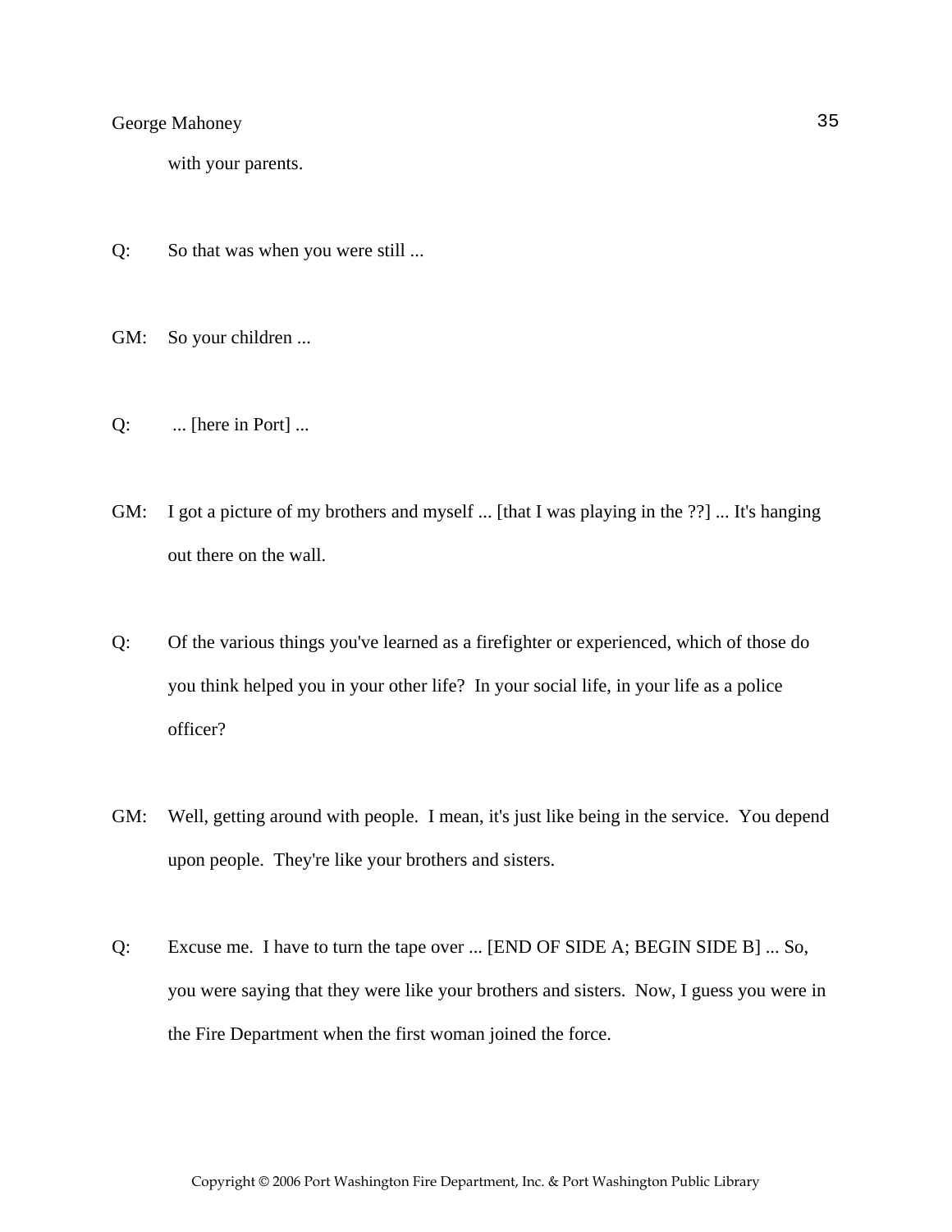with your parents.

Q: So that was when you were still ...

GM: So your children ...

Q: ... [here in Port] ...

GM: I got a picture of my brothers and myself ... [that I was playing in the ??] ... It's hanging out there on the wall.

Q: Of the various things you've learned as a firefighter or experienced, which of those do you think helped you in your other life? In your social life, in your life as a police officer?

GM: Well, getting around with people. I mean, it's just like being in the service. You depend upon people. They're like your brothers and sisters.

Q: Excuse me. I have to turn the tape over ... [END OF SIDE A; BEGIN SIDE B] ... So, you were saying that they were like your brothers and sisters. Now, I guess you were in the Fire Department when the first woman joined the force.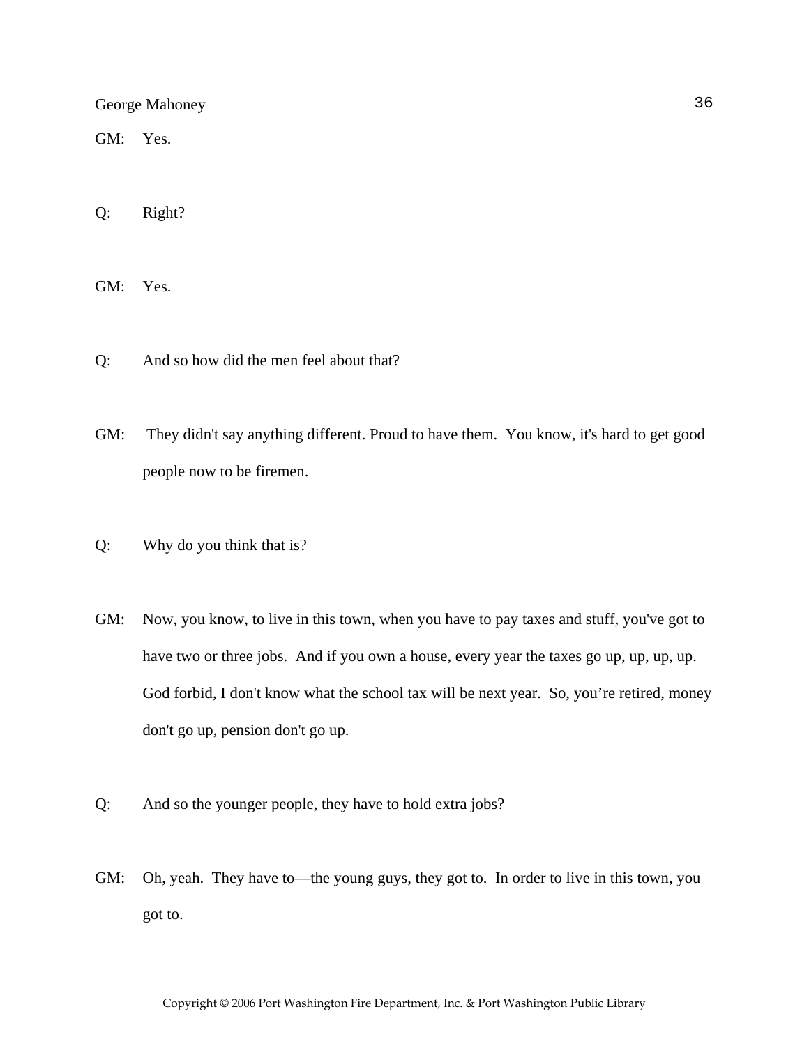GM: Yes.

Q: Right?

GM: Yes.

Q: And so how did the men feel about that?

GM: They didn't say anything different. Proud to have them. You know, it's hard to get good people now to be firemen.

Q: Why do you think that is?

GM: Now, you know, to live in this town, when you have to pay taxes and stuff, you've got to have two or three jobs. And if you own a house, every year the taxes go up, up, up, up. God forbid, I don't know what the school tax will be next year. So, you're retired, money don't go up, pension don't go up.

Q: And so the younger people, they have to hold extra jobs?

GM: Oh, yeah. They have to—the young guys, they got to. In order to live in this town, you got to.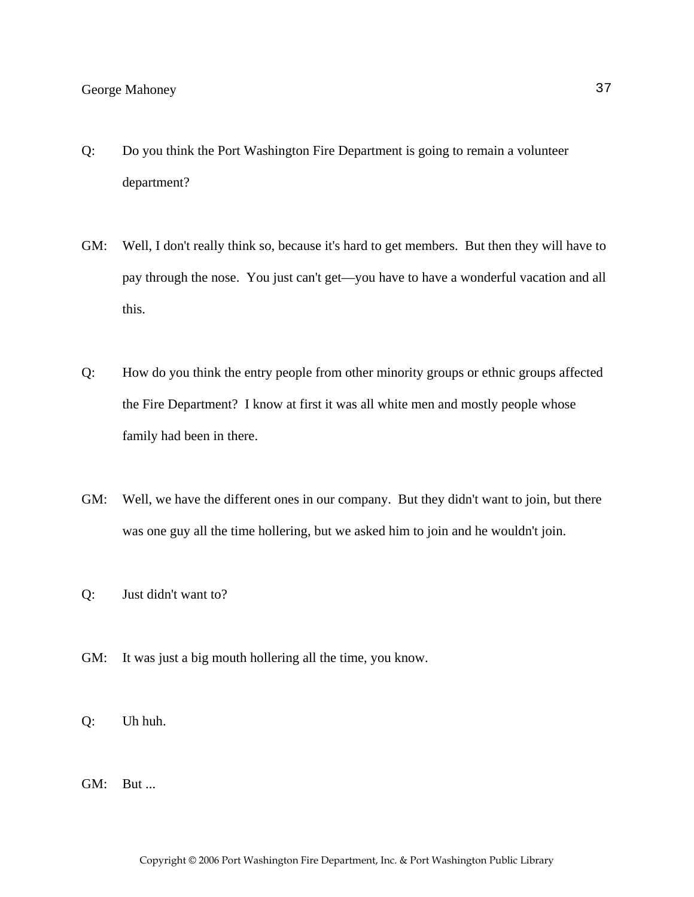Q: Do you think the Port Washington Fire Department is going to remain a volunteer department?

GM: Well, I don't really think so, because it's hard to get members. But then they will have to pay through the nose. You just can't get—you have to have a wonderful vacation and all this.

Q: How do you think the entry people from other minority groups or ethnic groups affected the Fire Department? I know at first it was all white men and mostly people whose family had been in there.

GM: Well, we have the different ones in our company. But they didn't want to join, but there was one guy all the time hollering, but we asked him to join and he wouldn't join.

Q: Just didn't want to?

GM: It was just a big mouth hollering all the time, you know.

Q: Uh huh.

GM: But ...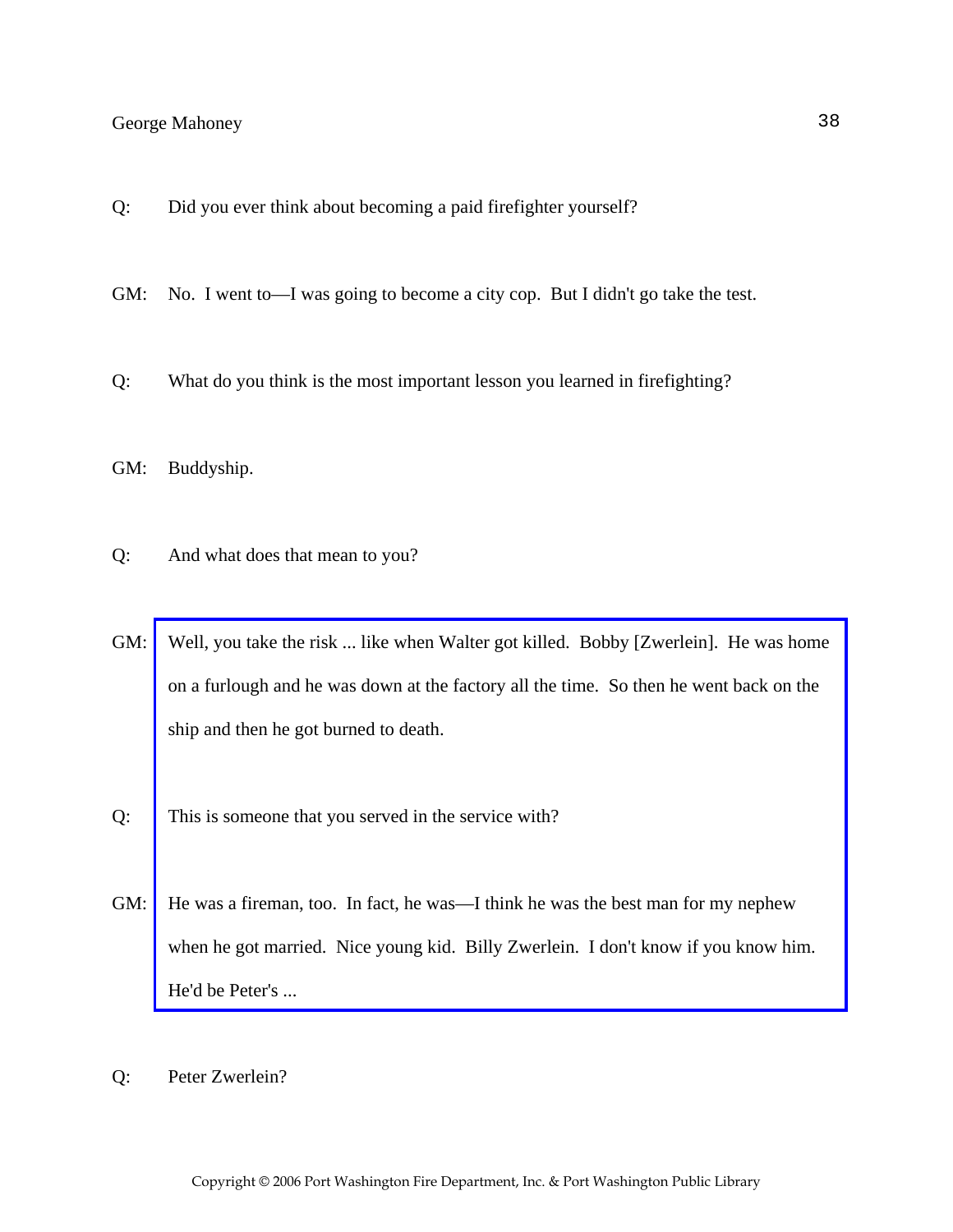Q: Did you ever think about becoming a paid firefighter yourself?

GM: No. I went to—I was going to become a city cop. But I didn't go take the test.

Q: What do you think is the most important lesson you learned in firefighting?

GM: Buddyship.

Q: And what does that mean to you?

GM: Well, you take the risk ... like when Walter got killed. Bobby [Zwerlein]. He was home on a furlough and he was down at the factory all the time. So then he went back on the ship and then he got burned to death.

Q: This is someone that you served in the service with?

GM: He was a fireman, too. In fact, he was—I think he was the best man for my nephew when he got married. Nice young kid. Billy Zwerlein. I don't know if you know him. He'd be Peter's ...

Q: Peter Zwerlein?

Copyright © 2006 Port Washington Fire Department, Inc. & Port Washington Public Library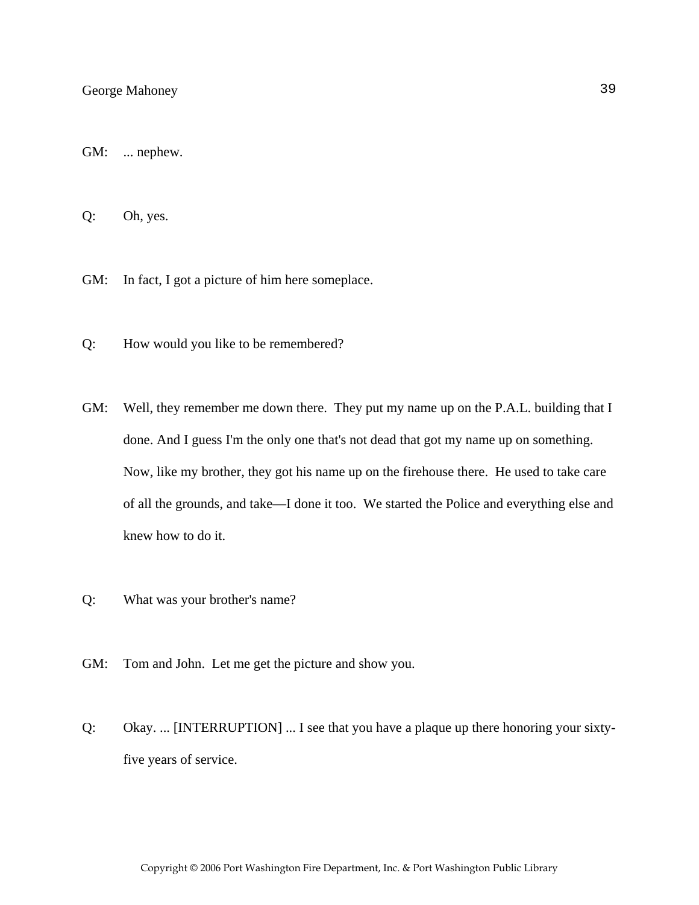GM: ... nephew.

Q: Oh, yes.

GM: In fact, I got a picture of him here someplace.

Q: How would you like to be remembered?

GM: Well, they remember me down there. They put my name up on the P.A.L. building that I done. And I guess I'm the only one that's not dead that got my name up on something. Now, like my brother, they got his name up on the firehouse there. He used to take care of all the grounds, and take—I done it too. We started the Police and everything else and knew how to do it.

Q: What was your brother's name?

GM: Tom and John. Let me get the picture and show you.

Q: Okay. ... [INTERRUPTION] ... I see that you have a plaque up there honoring your sixty-five years of service.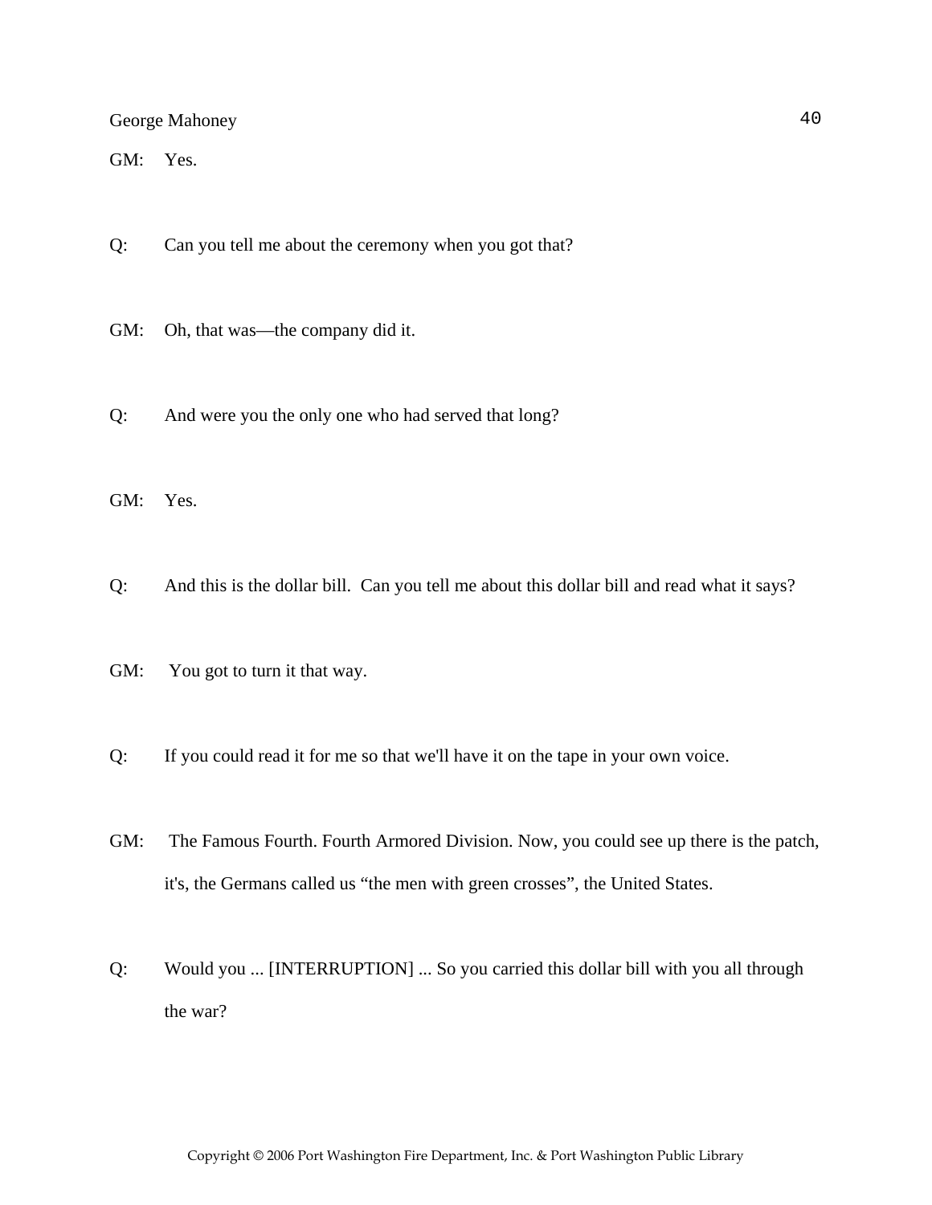GM: Yes.

Q: Can you tell me about the ceremony when you got that?

GM: Oh, that was—the company did it.

Q: And were you the only one who had served that long?

GM: Yes.

Q: And this is the dollar bill. Can you tell me about this dollar bill and read what it says?

GM: You got to turn it that way.

Q: If you could read it for me so that we'll have it on the tape in your own voice.

GM: The Famous Fourth. Fourth Armored Division. Now, you could see up there is the patch, it's, the Germans called us "the men with green crosses", the United States.

Q: Would you ... [INTERRUPTION] ... So you carried this dollar bill with you all through the war?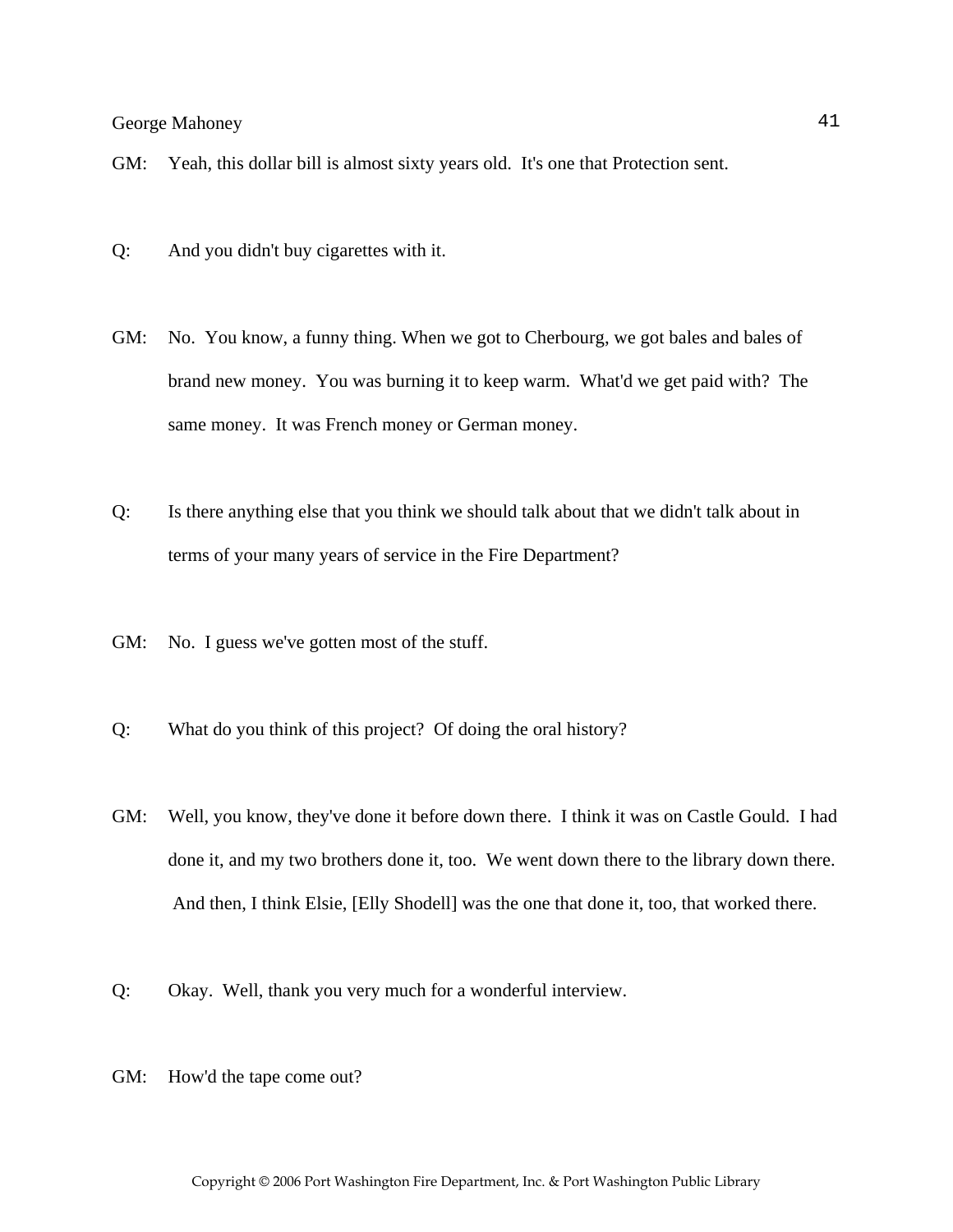GM: Yeah, this dollar bill is almost sixty years old. It's one that Protection sent.

Q: And you didn't buy cigarettes with it.

GM: No. You know, a funny thing. When we got to Cherbourg, we got bales and bales of brand new money. You was burning it to keep warm. What'd we get paid with? The same money. It was French money or German money.

Q: Is there anything else that you think we should talk about that we didn't talk about in terms of your many years of service in the Fire Department?

GM: No. I guess we've gotten most of the stuff.

Q: What do you think of this project? Of doing the oral history?

GM: Well, you know, they've done it before down there. I think it was on Castle Gould. I had done it, and my two brothers done it, too. We went down there to the library down there. And then, I think Elsie, [Elly Shodell] was the one that done it, too, that worked there.

Q: Okay. Well, thank you very much for a wonderful interview.

GM: How'd the tape come out?